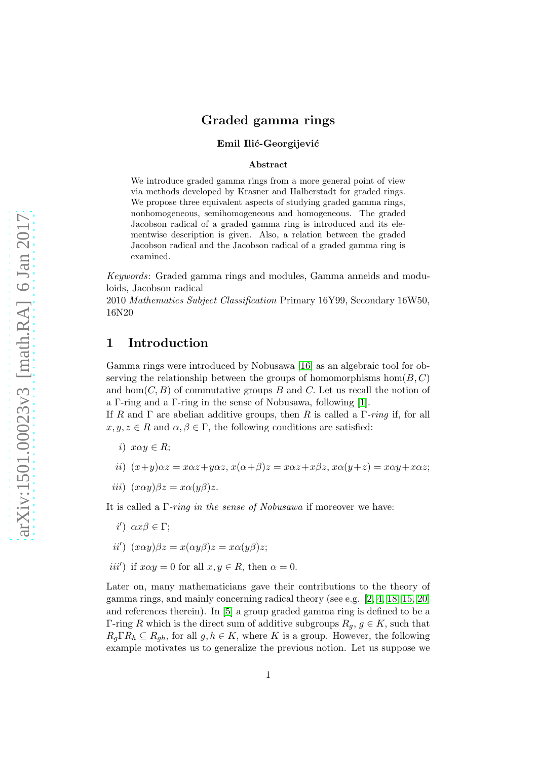# Graded gamma rings

**Emil Ilić-Georgijević**

**Abstract**

We introduce graded gamma rings from a more general point of view via methods developed by Krasner and Halberstadt for graded rings. We propose three equivalent aspects of studying graded gamma rings, nonhomogeneous, semihomogeneous and homogeneous. The graded Jacobson radical of a graded gamma ring is introduced and its elementwise description is given. Also, a relation between the graded Jacobson radical and the Jacobson radical of a graded gamma ring is examined.

*Keywords*: Graded gamma rings and modules, Gamma anneids and moduloids, Jacobson radical

2010 *Mathematics Subject Classification* Primary 16Y99, Secondary 16W50, 16N20

## 1 Introduction

Gamma rings were introduced by Nobusawa [16] as an algebraic tool for observing the relationship between the groups of homomorphisms $\hom(B, C)$ and $\hom(C, B)$ of commutative groups $B$ and $C$. Let us recall the notion of a $\Gamma$-ring and a $\Gamma$-ring in the sense of Nobusawa, following [1].

If $R$ and $\Gamma$ are abelian additive groups, then $R$ is called a $\Gamma$-*ring* if, for all $x, y, z \in R$ and $\alpha, \beta \in \Gamma$, the following conditions are satisfied:

*i)* $x\alpha y \in R$;

*ii)* $(x+y)\alpha z = x\alpha z + y\alpha z$, $x(\alpha+\beta)z = x\alpha z + x\beta z$, $x\alpha(y+z) = x\alpha y + x\alpha z$;

*iii)* $(x\alpha y)\beta z = x\alpha(y\beta)z$.

It is called a $\Gamma$-*ring in the sense of Nobusawa* if moreover we have:

*i′)* $\alpha x \beta \in \Gamma$;

*ii′)* $(x\alpha y)\beta z = x(\alpha y \beta)z = x\alpha(y\beta)z$;

*iii′)* if $x\alpha y = 0$ for all $x, y \in R$, then $\alpha = 0$.

Later on, many mathematicians gave their contributions to the theory of gamma rings, and mainly concerning radical theory (see e.g. [2, 4, 18, 15, 20] and references therein). In [5] a group graded gamma ring is defined to be a $\Gamma$-ring $R$ which is the direct sum of additive subgroups $R_g$, $g \in K$, such that $R_g \Gamma R_h \subseteq R_{gh}$, for all $g, h \in K$, where $K$ is a group. However, the following example motivates us to generalize the previous notion. Let us suppose we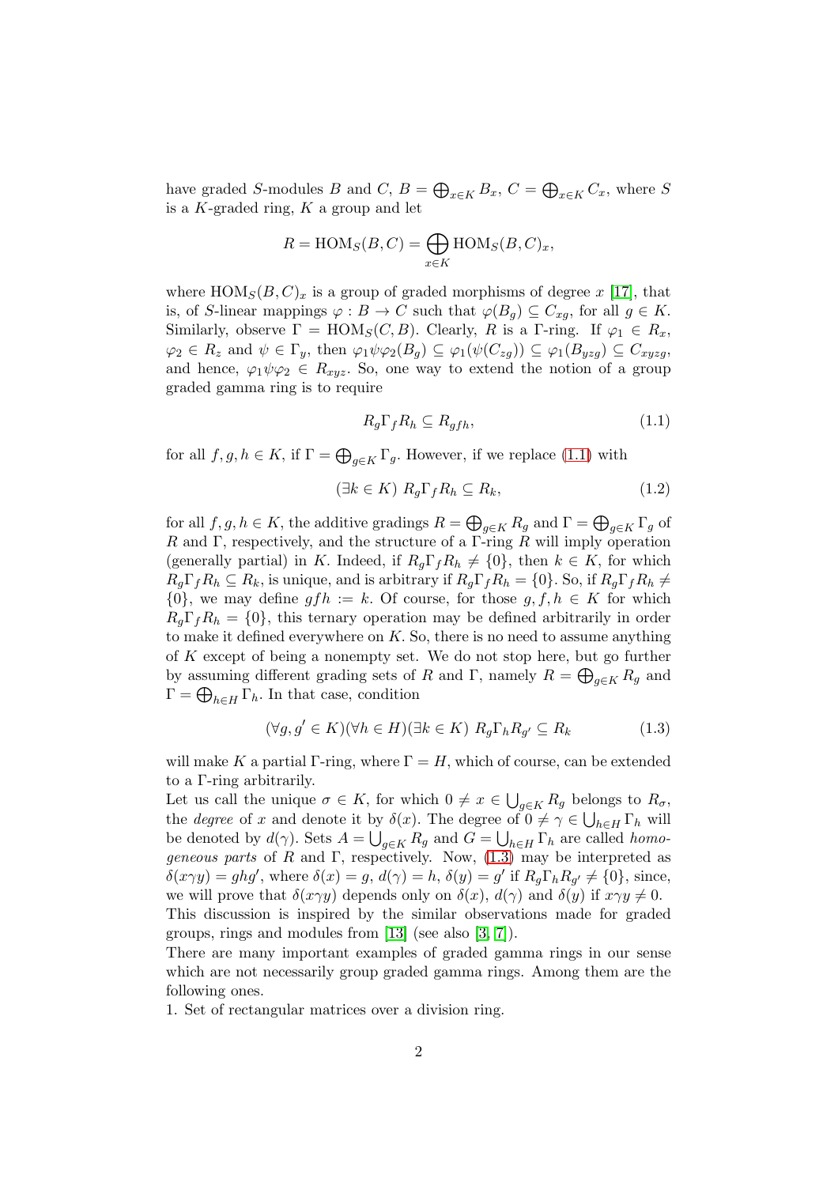have graded $S$-modules $B$ and $C$, $B = \bigoplus_{x \in K} B_x$, $C = \bigoplus_{x \in K} C_x$, where $S$ is a $K$-graded ring, $K$ a group and let

$$R = \mathrm{HOM}_S(B, C) = \bigoplus_{x \in K} \mathrm{HOM}_S(B, C)_x,$$

where $\mathrm{HOM}_S(B, C)_x$ is a group of graded morphisms of degree $x$ [17], that is, of $S$-linear mappings $\varphi : B \to C$ such that $\varphi(B_g) \subseteq C_{xg}$, for all $g \in K$. Similarly, observe $\Gamma = \mathrm{HOM}_S(C, B)$. Clearly, $R$ is a $\Gamma$-ring. If $\varphi_1 \in R_x$, $\varphi_2 \in R_z$ and $\psi \in \Gamma_y$, then $\varphi_1 \psi \varphi_2(B_g) \subseteq \varphi_1(\psi(C_{zg})) \subseteq \varphi_1(B_{yzg}) \subseteq C_{xyzg}$, and hence, $\varphi_1 \psi \varphi_2 \in R_{xyz}$. So, one way to extend the notion of a group graded gamma ring is to require

$$R_g \Gamma_f R_h \subseteq R_{gfh}, \tag{1.1}$$

for all $f, g, h \in K$, if $\Gamma = \bigoplus_{g \in K} \Gamma_g$. However, if we replace (1.1) with

$$(\exists k \in K)\ R_g \Gamma_f R_h \subseteq R_k, \tag{1.2}$$

for all $f, g, h \in K$, the additive gradings $R = \bigoplus_{g \in K} R_g$ and $\Gamma = \bigoplus_{g \in K} \Gamma_g$ of $R$ and $\Gamma$, respectively, and the structure of a $\Gamma$-ring $R$ will imply operation (generally partial) in $K$. Indeed, if $R_g \Gamma_f R_h \neq \{0\}$, then $k \in K$, for which $R_g \Gamma_f R_h \subseteq R_k$, is unique, and is arbitrary if $R_g \Gamma_f R_h = \{0\}$. So, if $R_g \Gamma_f R_h \neq \{0\}$, we may define $gfh := k$. Of course, for those $g, f, h \in K$ for which $R_g \Gamma_f R_h = \{0\}$, this ternary operation may be defined arbitrarily in order to make it defined everywhere on $K$. So, there is no need to assume anything of $K$ except of being a nonempty set. We do not stop here, but go further by assuming different grading sets of $R$ and $\Gamma$, namely $R = \bigoplus_{g \in K} R_g$ and $\Gamma = \bigoplus_{h \in H} \Gamma_h$. In that case, condition

$$(\forall g, g' \in K)(\forall h \in H)(\exists k \in K)\ R_g \Gamma_h R_{g'} \subseteq R_k \tag{1.3}$$

will make $K$ a partial $\Gamma$-ring, where $\Gamma = H$, which of course, can be extended to a $\Gamma$-ring arbitrarily.

Let us call the unique $\sigma \in K$, for which $0 \neq x \in \bigcup_{g \in K} R_g$ belongs to $R_\sigma$, the *degree* of $x$ and denote it by $\delta(x)$. The degree of $0 \neq \gamma \in \bigcup_{h \in H} \Gamma_h$ will be denoted by $d(\gamma)$. Sets $A = \bigcup_{g \in K} R_g$ and $G = \bigcup_{h \in H} \Gamma_h$ are called *homogeneous parts* of $R$ and $\Gamma$, respectively. Now, (1.3) may be interpreted as $\delta(x\gamma y) = ghg'$, where $\delta(x) = g$, $d(\gamma) = h$, $\delta(y) = g'$ if $R_g \Gamma_h R_{g'} \neq \{0\}$, since, we will prove that $\delta(x\gamma y)$ depends only on $\delta(x)$, $d(\gamma)$ and $\delta(y)$ if $x\gamma y \neq 0$.

This discussion is inspired by the similar observations made for graded groups, rings and modules from [13] (see also [3, 7]).

There are many important examples of graded gamma rings in our sense which are not necessarily group graded gamma rings. Among them are the following ones.

1. Set of rectangular matrices over a division ring.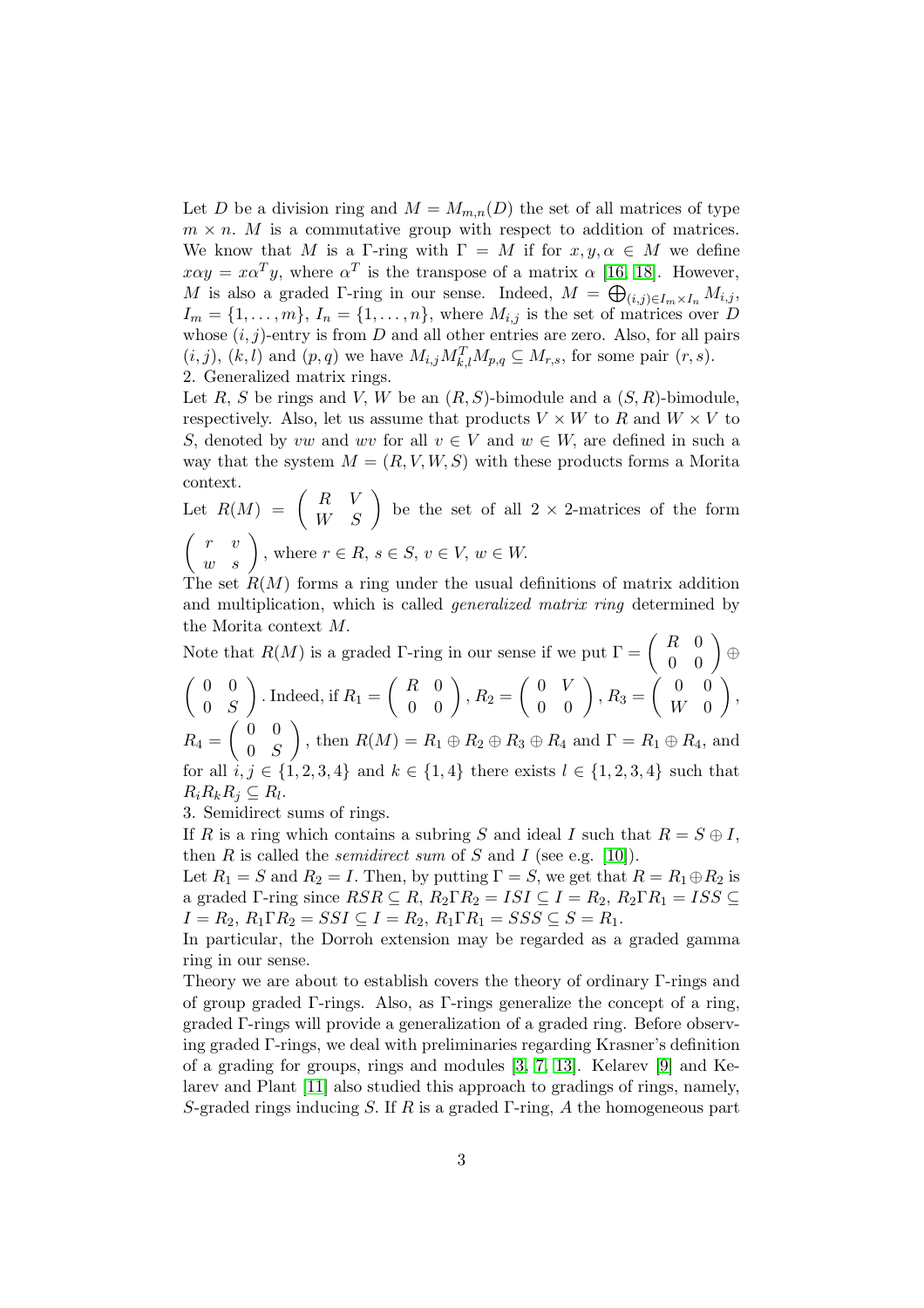Let $D$ be a division ring and $M = M_{m,n}(D)$ the set of all matrices of type $m \times n$. $M$ is a commutative group with respect to addition of matrices. We know that $M$ is a $\Gamma$-ring with $\Gamma = M$ if for $x, y, \alpha \in M$ we define $x\alpha y = x\alpha^T y$, where $\alpha^T$ is the transpose of a matrix $\alpha$ [16, 18]. However, $M$ is also a graded $\Gamma$-ring in our sense. Indeed, $M = \bigoplus_{(i,j)\in I_m \times I_n} M_{i,j}$, $I_m = \{1, \ldots, m\}$, $I_n = \{1, \ldots, n\}$, where $M_{i,j}$ is the set of matrices over $D$ whose $(i,j)$-entry is from $D$ and all other entries are zero. Also, for all pairs $(i,j)$, $(k,l)$ and $(p,q)$ we have $M_{i,j} M_{k,l}^T M_{p,q} \subseteq M_{r,s}$, for some pair $(r,s)$.

2. Generalized matrix rings.

Let $R$, $S$ be rings and $V$, $W$ be an $(R,S)$-bimodule and a $(S,R)$-bimodule, respectively. Also, let us assume that products $V \times W$ to $R$ and $W \times V$ to $S$, denoted by $vw$ and $wv$ for all $v \in V$ and $w \in W$, are defined in such a way that the system $M = (R, V, W, S)$ with these products forms a Morita context.

Let $R(M) = \begin{pmatrix} R & V \\ W & S \end{pmatrix}$ be the set of all $2 \times 2$-matrices of the form $\begin{pmatrix} r & v \\ w & s \end{pmatrix}$, where $r \in R$, $s \in S$, $v \in V$, $w \in W$.

The set $R(M)$ forms a ring under the usual definitions of matrix addition and multiplication, which is called *generalized matrix ring* determined by the Morita context $M$.

Note that $R(M)$ is a graded $\Gamma$-ring in our sense if we put $\Gamma = \begin{pmatrix} R & 0 \\ 0 & 0 \end{pmatrix} \oplus \begin{pmatrix} 0 & 0 \\ 0 & S \end{pmatrix}$. Indeed, if $R_1 = \begin{pmatrix} R & 0 \\ 0 & 0 \end{pmatrix}$, $R_2 = \begin{pmatrix} 0 & V \\ 0 & 0 \end{pmatrix}$, $R_3 = \begin{pmatrix} 0 & 0 \\ W & 0 \end{pmatrix}$, $R_4 = \begin{pmatrix} 0 & 0 \\ 0 & S \end{pmatrix}$, then $R(M) = R_1 \oplus R_2 \oplus R_3 \oplus R_4$ and $\Gamma = R_1 \oplus R_4$, and for all $i, j \in \{1,2,3,4\}$ and $k \in \{1,4\}$ there exists $l \in \{1,2,3,4\}$ such that $R_i R_k R_j \subseteq R_l$.

3. Semidirect sums of rings.

If $R$ is a ring which contains a subring $S$ and ideal $I$ such that $R = S \oplus I$, then $R$ is called the *semidirect sum* of $S$ and $I$ (see e.g. [10]).

Let $R_1 = S$ and $R_2 = I$. Then, by putting $\Gamma = S$, we get that $R = R_1 \oplus R_2$ is a graded $\Gamma$-ring since $RSR \subseteq R$, $R_2 \Gamma R_2 = ISI \subseteq I = R_2$, $R_2 \Gamma R_1 = ISS \subseteq I = R_2$, $R_1 \Gamma R_2 = SSI \subseteq I = R_2$, $R_1 \Gamma R_1 = SSS \subseteq S = R_1$.

In particular, the Dorroh extension may be regarded as a graded gamma ring in our sense.

Theory we are about to establish covers the theory of ordinary $\Gamma$-rings and of group graded $\Gamma$-rings. Also, as $\Gamma$-rings generalize the concept of a ring, graded $\Gamma$-rings will provide a generalization of a graded ring. Before observing graded $\Gamma$-rings, we deal with preliminaries regarding Krasner's definition of a grading for groups, rings and modules [3, 7, 13]. Kelarev [9] and Kelarev and Plant [11] also studied this approach to gradings of rings, namely, $S$-graded rings inducing $S$. If $R$ is a graded $\Gamma$-ring, $A$ the homogeneous part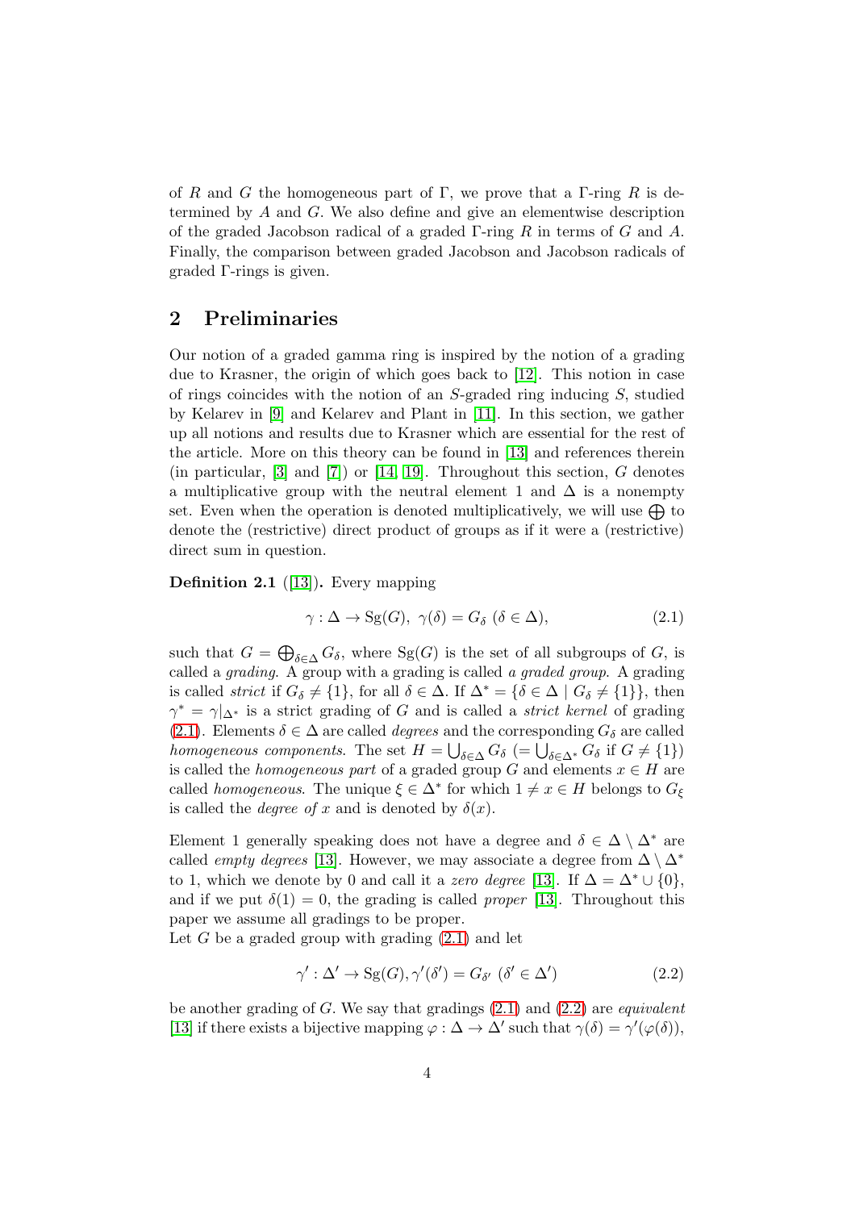of $R$ and $G$ the homogeneous part of $\Gamma$, we prove that a $\Gamma$-ring $R$ is determined by $A$ and $G$. We also define and give an elementwise description of the graded Jacobson radical of a graded $\Gamma$-ring $R$ in terms of $G$ and $A$. Finally, the comparison between graded Jacobson and Jacobson radicals of graded $\Gamma$-rings is given.

## 2 Preliminaries

Our notion of a graded gamma ring is inspired by the notion of a grading due to Krasner, the origin of which goes back to [12]. This notion in case of rings coincides with the notion of an $S$-graded ring inducing $S$, studied by Kelarev in [9] and Kelarev and Plant in [11]. In this section, we gather up all notions and results due to Krasner which are essential for the rest of the article. More on this theory can be found in [13] and references therein (in particular, [3] and [7]) or [14, 19]. Throughout this section, $G$ denotes a multiplicative group with the neutral element 1 and $\Delta$ is a nonempty set. Even when the operation is denoted multiplicatively, we will use $\bigoplus$ to denote the (restrictive) direct product of groups as if it were a (restrictive) direct sum in question.

**Definition 2.1** ([13]). Every mapping

$$\gamma : \Delta \to \mathrm{Sg}(G),\ \gamma(\delta) = G_\delta\ (\delta \in \Delta), \tag{2.1}$$

such that $G = \bigoplus_{\delta\in\Delta} G_\delta$, where $\mathrm{Sg}(G)$ is the set of all subgroups of $G$, is called a *grading*. A group with a grading is called *a graded group*. A grading is called *strict* if $G_\delta \neq \{1\}$, for all $\delta \in \Delta$. If $\Delta^* = \{\delta \in \Delta \mid G_\delta \neq \{1\}\}$, then $\gamma^* = \gamma|_{\Delta^*}$ is a strict grading of $G$ and is called a *strict kernel* of grading (2.1). Elements $\delta \in \Delta$ are called *degrees* and the corresponding $G_\delta$ are called *homogeneous components*. The set $H = \bigcup_{\delta\in\Delta} G_\delta$ ($= \bigcup_{\delta\in\Delta^*} G_\delta$ if $G \neq \{1\}$) is called the *homogeneous part* of a graded group $G$ and elements $x \in H$ are called *homogeneous*. The unique $\xi \in \Delta^*$ for which $1 \neq x \in H$ belongs to $G_\xi$ is called the *degree of* $x$ and is denoted by $\delta(x)$.

Element 1 generally speaking does not have a degree and $\delta \in \Delta \setminus \Delta^*$ are called *empty degrees* [13]. However, we may associate a degree from $\Delta \setminus \Delta^*$ to 1, which we denote by 0 and call it a *zero degree* [13]. If $\Delta = \Delta^* \cup \{0\}$, and if we put $\delta(1) = 0$, the grading is called *proper* [13]. Throughout this paper we assume all gradings to be proper.

Let $G$ be a graded group with grading (2.1) and let

$$\gamma' : \Delta' \to \mathrm{Sg}(G), \gamma'(\delta') = G_{\delta'}\ (\delta' \in \Delta') \tag{2.2}$$

be another grading of $G$. We say that gradings (2.1) and (2.2) are *equivalent* [13] if there exists a bijective mapping $\varphi : \Delta \to \Delta'$ such that $\gamma(\delta) = \gamma'(\varphi(\delta))$,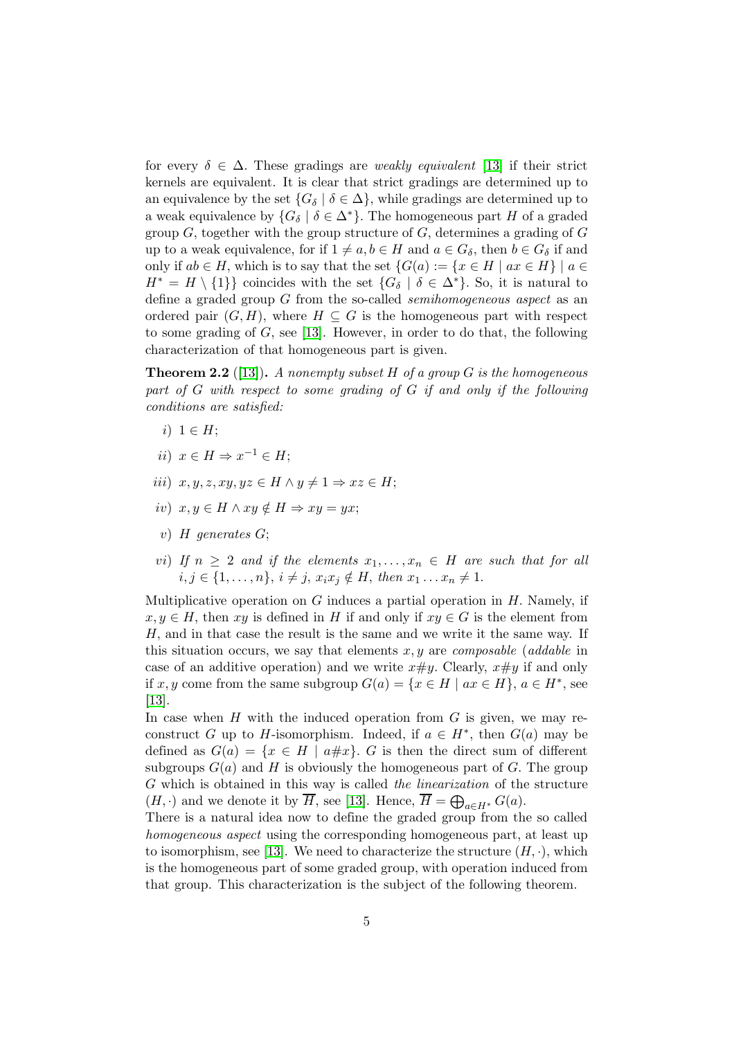for every $\delta \in \Delta$. These gradings are *weakly equivalent* [13] if their strict kernels are equivalent. It is clear that strict gradings are determined up to an equivalence by the set $\{G_\delta \mid \delta \in \Delta\}$, while gradings are determined up to a weak equivalence by $\{G_\delta \mid \delta \in \Delta^*\}$. The homogeneous part $H$ of a graded group $G$, together with the group structure of $G$, determines a grading of $G$ up to a weak equivalence, for if $1 \neq a, b \in H$ and $a \in G_\delta$, then $b \in G_\delta$ if and only if $ab \in H$, which is to say that the set $\{G(a) := \{x \in H \mid ax \in H\} \mid a \in H^* = H \setminus \{1\}\}$ coincides with the set $\{G_\delta \mid \delta \in \Delta^*\}$. So, it is natural to define a graded group $G$ from the so-called *semihomogeneous aspect* as an ordered pair $(G, H)$, where $H \subseteq G$ is the homogeneous part with respect to some grading of $G$, see [13]. However, in order to do that, the following characterization of that homogeneous part is given.

**Theorem 2.2** ([13]). *A nonempty subset $H$ of a group $G$ is the homogeneous part of $G$ with respect to some grading of $G$ if and only if the following conditions are satisfied:*

*i)* $1 \in H$;

*ii)* $x \in H \Rightarrow x^{-1} \in H$;

*iii)* $x, y, z, xy, yz \in H \wedge y \neq 1 \Rightarrow xz \in H$;

*iv)* $x, y \in H \wedge xy \notin H \Rightarrow xy = yx$;

*v)* *$H$ generates $G$;*

*vi)* *If $n \geq 2$ and if the elements $x_1, \ldots, x_n \in H$ are such that for all $i, j \in \{1, \ldots, n\}$, $i \neq j$, $x_i x_j \notin H$, then $x_1 \ldots x_n \neq 1$.*

Multiplicative operation on $G$ induces a partial operation in $H$. Namely, if $x, y \in H$, then $xy$ is defined in $H$ if and only if $xy \in G$ is the element from $H$, and in that case the result is the same and we write it the same way. If this situation occurs, we say that elements $x, y$ are *composable* (*addable* in case of an additive operation) and we write $x\#y$. Clearly, $x\#y$ if and only if $x, y$ come from the same subgroup $G(a) = \{x \in H \mid ax \in H\}$, $a \in H^*$, see [13].

In case when $H$ with the induced operation from $G$ is given, we may reconstruct $G$ up to $H$-isomorphism. Indeed, if $a \in H^*$, then $G(a)$ may be defined as $G(a) = \{x \in H \mid a\#x\}$. $G$ is then the direct sum of different subgroups $G(a)$ and $H$ is obviously the homogeneous part of $G$. The group $G$ which is obtained in this way is called *the linearization* of the structure $(H, \cdot)$ and we denote it by $\overline{H}$, see [13]. Hence, $\overline{H} = \bigoplus_{a \in H^*} G(a)$.

There is a natural idea now to define the graded group from the so called *homogeneous aspect* using the corresponding homogeneous part, at least up to isomorphism, see [13]. We need to characterize the structure $(H, \cdot)$, which is the homogeneous part of some graded group, with operation induced from that group. This characterization is the subject of the following theorem.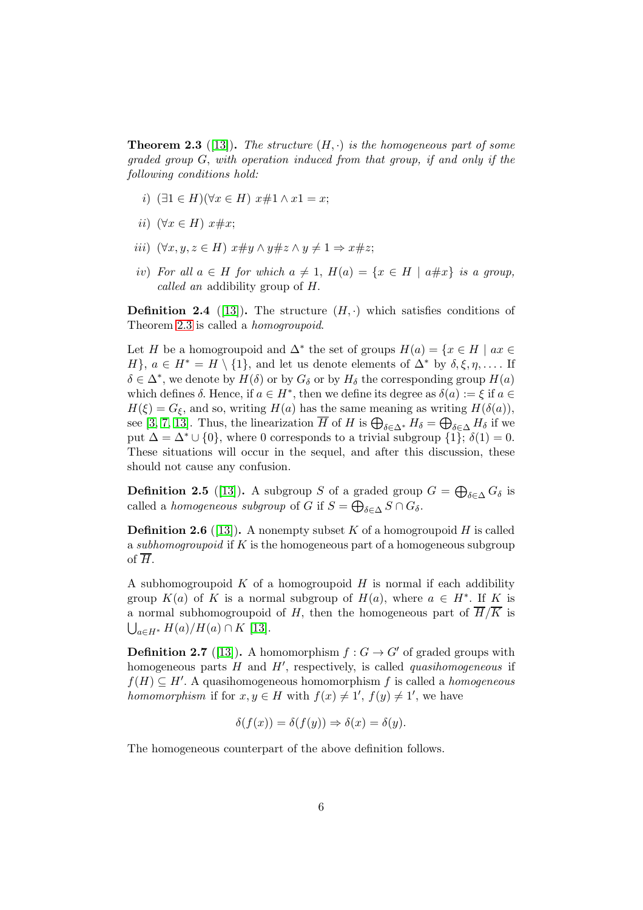**Theorem 2.3** ([13])**.** *The structure* $(H,\cdot)$ *is the homogeneous part of some graded group* $G$*, with operation induced from that group, if and only if the following conditions hold:*

*i)* $(\exists 1 \in H)(\forall x \in H)\ x\#1 \wedge x1 = x;$

*ii)* $(\forall x \in H)\ x\#x;$

*iii)* $(\forall x, y, z \in H)\ x\#y \wedge y\#z \wedge y \neq 1 \Rightarrow x\#z;$

*iv) For all* $a \in H$ *for which* $a \neq 1$*,* $H(a) = \{x \in H \mid a\#x\}$ *is a group, called an* addibility group *of* $H$*.*

**Definition 2.4** ([13])**.** The structure $(H,\cdot)$ which satisfies conditions of Theorem 2.3 is called a *homogroupoid*.

Let $H$ be a homogroupoid and $\Delta^*$ the set of groups $H(a) = \{x \in H \mid ax \in H\}$, $a \in H^* = H \setminus \{1\}$, and let us denote elements of $\Delta^*$ by $\delta, \xi, \eta, \ldots$. If $\delta \in \Delta^*$, we denote by $H(\delta)$ or by $G_\delta$ or by $H_\delta$ the corresponding group $H(a)$ which defines $\delta$. Hence, if $a \in H^*$, then we define its degree as $\delta(a) := \xi$ if $a \in H(\xi) = G_\xi$, and so, writing $H(a)$ has the same meaning as writing $H(\delta(a))$, see [3, 7, 13]. Thus, the linearization $\overline{H}$ of $H$ is $\bigoplus_{\delta\in\Delta^*} H_\delta = \bigoplus_{\delta\in\Delta} H_\delta$ if we put $\Delta = \Delta^* \cup \{0\}$, where 0 corresponds to a trivial subgroup $\{1\}$; $\delta(1) = 0$. These situations will occur in the sequel, and after this discussion, these should not cause any confusion.

**Definition 2.5** ([13])**.** A subgroup $S$ of a graded group $G = \bigoplus_{\delta\in\Delta} G_\delta$ is called a *homogeneous subgroup* of $G$ if $S = \bigoplus_{\delta\in\Delta} S \cap G_\delta$.

**Definition 2.6** ([13])**.** A nonempty subset $K$ of a homogroupoid $H$ is called a *subhomogroupoid* if $K$ is the homogeneous part of a homogeneous subgroup of $\overline{H}$.

A subhomogroupoid $K$ of a homogroupoid $H$ is normal if each addibility group $K(a)$ of $K$ is a normal subgroup of $H(a)$, where $a \in H^*$. If $K$ is a normal subhomogroupoid of $H$, then the homogeneous part of $\overline{H}/\overline{K}$ is $\bigcup_{a\in H^*} H(a)/H(a) \cap K$ [13].

**Definition 2.7** ([13])**.** A homomorphism $f : G \to G'$ of graded groups with homogeneous parts $H$ and $H'$, respectively, is called *quasihomogeneous* if $f(H) \subseteq H'$. A quasihomogeneous homomorphism $f$ is called a *homogeneous homomorphism* if for $x, y \in H$ with $f(x) \neq 1'$, $f(y) \neq 1'$, we have

$$\delta(f(x)) = \delta(f(y)) \Rightarrow \delta(x) = \delta(y).$$

The homogeneous counterpart of the above definition follows.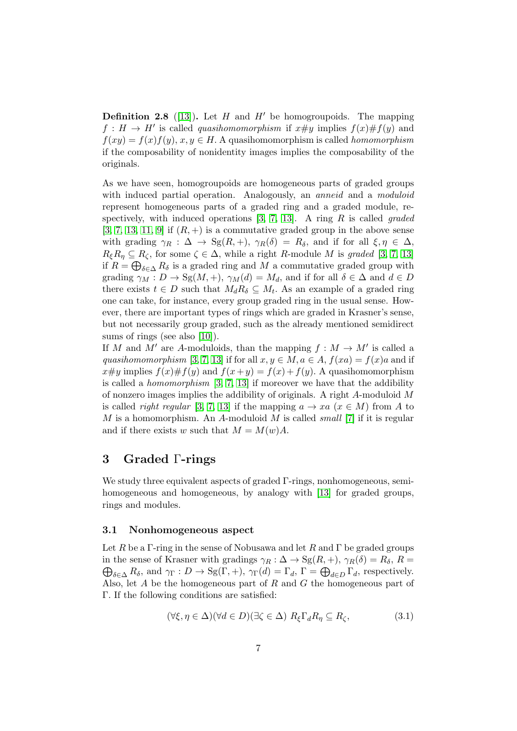**Definition 2.8** ([13]). Let $H$ and $H'$ be homogroupoids. The mapping $f : H \to H'$ is called *quasihomomorphism* if $x\#y$ implies $f(x)\#f(y)$ and $f(xy) = f(x)f(y)$, $x, y \in H$. A quasihomomorphism is called *homomorphism* if the composability of nonidentity images implies the composability of the originals.

As we have seen, homogroupoids are homogeneous parts of graded groups with induced partial operation. Analogously, an *anneid* and a *moduloid* represent homogeneous parts of a graded ring and a graded module, respectively, with induced operations [3, 7, 13]. A ring $R$ is called *graded* [3, 7, 13, 11, 9] if $(R, +)$ is a commutative graded group in the above sense with grading $\gamma_R : \Delta \to \mathrm{Sg}(R, +)$, $\gamma_R(\delta) = R_\delta$, and if for all $\xi, \eta \in \Delta$, $R_\xi R_\eta \subseteq R_\zeta$, for some $\zeta \in \Delta$, while a right $R$-module $M$ is *graded* [3, 7, 13] if $R = \bigoplus_{\delta\in\Delta} R_\delta$ is a graded ring and $M$ a commutative graded group with grading $\gamma_M : D \to \mathrm{Sg}(M, +)$, $\gamma_M(d) = M_d$, and if for all $\delta \in \Delta$ and $d \in D$ there exists $t \in D$ such that $M_d R_\delta \subseteq M_t$. As an example of a graded ring one can take, for instance, every group graded ring in the usual sense. However, there are important types of rings which are graded in Krasner's sense, but not necessarily group graded, such as the already mentioned semidirect sums of rings (see also [10]).

If $M$ and $M'$ are $A$-moduloids, than the mapping $f : M \to M'$ is called a *quasihomomorphism* [3, 7, 13] if for all $x, y \in M, a \in A$, $f(xa) = f(x)a$ and if $x\#y$ implies $f(x)\#f(y)$ and $f(x+y) = f(x)+f(y)$. A quasihomomorphism is called a *homomorphism* [3, 7, 13] if moreover we have that the addibility of nonzero images implies the addibility of originals. A right $A$-moduloid $M$ is called *right regular* [3, 7, 13] if the mapping $a \to xa$ $(x \in M)$ from $A$ to $M$ is a homomorphism. An $A$-moduloid $M$ is called *small* [7] if it is regular and if there exists $w$ such that $M = M(w)A$.

## 3 Graded Γ-rings

We study three equivalent aspects of graded Γ-rings, nonhomogeneous, semihomogeneous and homogeneous, by analogy with [13] for graded groups, rings and modules.

### 3.1 Nonhomogeneous aspect

Let $R$ be a Γ-ring in the sense of Nobusawa and let $R$ and $\Gamma$ be graded groups in the sense of Krasner with gradings $\gamma_R : \Delta \to \mathrm{Sg}(R, +)$, $\gamma_R(\delta) = R_\delta$, $R = \bigoplus_{\delta\in\Delta} R_\delta$, and $\gamma_\Gamma : D \to \mathrm{Sg}(\Gamma, +)$, $\gamma_\Gamma(d) = \Gamma_d$, $\Gamma = \bigoplus_{d\in D} \Gamma_d$, respectively. Also, let $A$ be the homogeneous part of $R$ and $G$ the homogeneous part of $\Gamma$. If the following conditions are satisfied:

$$(\forall \xi, \eta \in \Delta)(\forall d \in D)(\exists \zeta \in \Delta)\ R_\xi \Gamma_d R_\eta \subseteq R_\zeta, \tag{3.1}$$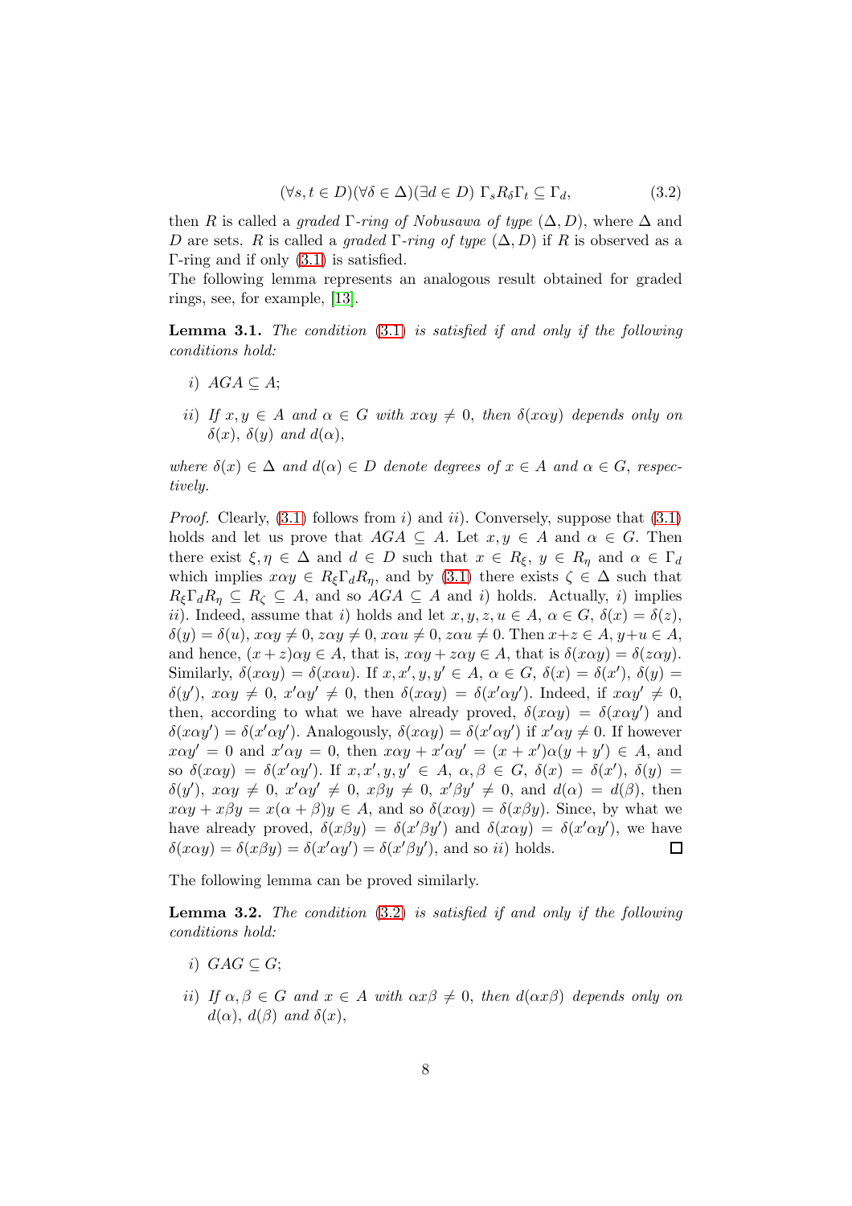$$(\forall s, t \in D)(\forall \delta \in \Delta)(\exists d \in D)\ \Gamma_s R_\delta \Gamma_t \subseteq \Gamma_d, \tag{3.2}$$

then $R$ is called a *graded $\Gamma$-ring of Nobusawa of type* $(\Delta, D)$, where $\Delta$ and $D$ are sets. $R$ is called a *graded $\Gamma$-ring of type* $(\Delta, D)$ if $R$ is observed as a $\Gamma$-ring and if only (3.1) is satisfied.

The following lemma represents an analogous result obtained for graded rings, see, for example, [13].

**Lemma 3.1.** *The condition* (3.1) *is satisfied if and only if the following conditions hold:*

*i)* $AGA \subseteq A$;

*ii)* *If $x, y \in A$ and $\alpha \in G$ with $x\alpha y \neq 0$, then $\delta(x\alpha y)$ depends only on $\delta(x)$, $\delta(y)$ and $d(\alpha)$,*

*where $\delta(x) \in \Delta$ and $d(\alpha) \in D$ denote degrees of $x \in A$ and $\alpha \in G$, respectively.*

*Proof.* Clearly, (3.1) follows from $i)$ and $ii)$. Conversely, suppose that (3.1) holds and let us prove that $AGA \subseteq A$. Let $x, y \in A$ and $\alpha \in G$. Then there exist $\xi, \eta \in \Delta$ and $d \in D$ such that $x \in R_\xi$, $y \in R_\eta$ and $\alpha \in \Gamma_d$ which implies $x\alpha y \in R_\xi \Gamma_d R_\eta$, and by (3.1) there exists $\zeta \in \Delta$ such that $R_\xi \Gamma_d R_\eta \subseteq R_\zeta \subseteq A$, and so $AGA \subseteq A$ and $i)$ holds. Actually, $i)$ implies $ii)$. Indeed, assume that $i)$ holds and let $x, y, z, u \in A$, $\alpha \in G$, $\delta(x) = \delta(z)$, $\delta(y) = \delta(u)$, $x\alpha y \neq 0$, $z\alpha y \neq 0$, $x\alpha u \neq 0$, $z\alpha u \neq 0$. Then $x+z \in A$, $y+u \in A$, and hence, $(x+z)\alpha y \in A$, that is, $x\alpha y + z\alpha y \in A$, that is $\delta(x\alpha y) = \delta(z\alpha y)$. Similarly, $\delta(x\alpha y) = \delta(x\alpha u)$. If $x, x', y, y' \in A$, $\alpha \in G$, $\delta(x) = \delta(x')$, $\delta(y) = \delta(y')$, $x\alpha y \neq 0$, $x'\alpha y' \neq 0$, then $\delta(x\alpha y) = \delta(x'\alpha y')$. Indeed, if $x\alpha y' \neq 0$, then, according to what we have already proved, $\delta(x\alpha y) = \delta(x\alpha y')$ and $\delta(x\alpha y') = \delta(x'\alpha y')$. Analogously, $\delta(x\alpha y) = \delta(x'\alpha y')$ if $x'\alpha y \neq 0$. If however $x\alpha y' = 0$ and $x'\alpha y = 0$, then $x\alpha y + x'\alpha y' = (x+x')\alpha(y+y') \in A$, and so $\delta(x\alpha y) = \delta(x'\alpha y')$. If $x, x', y, y' \in A$, $\alpha, \beta \in G$, $\delta(x) = \delta(x')$, $\delta(y) = \delta(y')$, $x\alpha y \neq 0$, $x'\alpha y' \neq 0$, $x\beta y \neq 0$, $x'\beta y' \neq 0$, and $d(\alpha) = d(\beta)$, then $x\alpha y + x\beta y = x(\alpha+\beta)y \in A$, and so $\delta(x\alpha y) = \delta(x\beta y)$. Since, by what we have already proved, $\delta(x\beta y) = \delta(x'\beta y')$ and $\delta(x\alpha y) = \delta(x'\alpha y')$, we have $\delta(x\alpha y) = \delta(x\beta y) = \delta(x'\alpha y') = \delta(x'\beta y')$, and so $ii)$ holds. □

The following lemma can be proved similarly.

**Lemma 3.2.** *The condition* (3.2) *is satisfied if and only if the following conditions hold:*

*i)* $GAG \subseteq G$;

*ii)* *If $\alpha, \beta \in G$ and $x \in A$ with $\alpha x \beta \neq 0$, then $d(\alpha x \beta)$ depends only on $d(\alpha)$, $d(\beta)$ and $\delta(x)$,*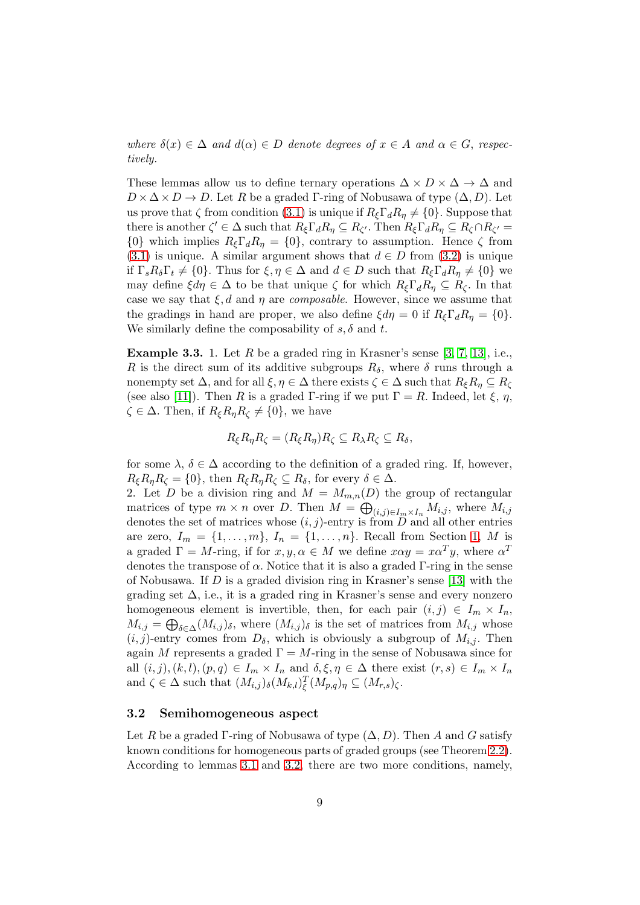*where $\delta(x) \in \Delta$ and $d(\alpha) \in D$ denote degrees of $x \in A$ and $\alpha \in G$, respectively.*

These lemmas allow us to define ternary operations $\Delta \times D \times \Delta \to \Delta$ and $D \times \Delta \times D \to D$. Let $R$ be a graded $\Gamma$-ring of Nobusawa of type $(\Delta, D)$. Let us prove that $\zeta$ from condition (3.1) is unique if $R_\xi \Gamma_d R_\eta \neq \{0\}$. Suppose that there is another $\zeta' \in \Delta$ such that $R_\xi \Gamma_d R_\eta \subseteq R_{\zeta'}$. Then $R_\xi \Gamma_d R_\eta \subseteq R_\zeta \cap R_{\zeta'} = \{0\}$ which implies $R_\xi \Gamma_d R_\eta = \{0\}$, contrary to assumption. Hence $\zeta$ from (3.1) is unique. A similar argument shows that $d \in D$ from (3.2) is unique if $\Gamma_s R_\delta \Gamma_t \neq \{0\}$. Thus for $\xi, \eta \in \Delta$ and $d \in D$ such that $R_\xi \Gamma_d R_\eta \neq \{0\}$ we may define $\xi d \eta \in \Delta$ to be that unique $\zeta$ for which $R_\xi \Gamma_d R_\eta \subseteq R_\zeta$. In that case we say that $\xi, d$ and $\eta$ are *composable*. However, since we assume that the gradings in hand are proper, we also define $\xi d \eta = 0$ if $R_\xi \Gamma_d R_\eta = \{0\}$. We similarly define the composability of $s, \delta$ and $t$.

**Example 3.3.** 1. Let $R$ be a graded ring in Krasner's sense [3, 7, 13], i.e., $R$ is the direct sum of its additive subgroups $R_\delta$, where $\delta$ runs through a nonempty set $\Delta$, and for all $\xi, \eta \in \Delta$ there exists $\zeta \in \Delta$ such that $R_\xi R_\eta \subseteq R_\zeta$ (see also [11]). Then $R$ is a graded $\Gamma$-ring if we put $\Gamma = R$. Indeed, let $\xi$, $\eta$, $\zeta \in \Delta$. Then, if $R_\xi R_\eta R_\zeta \neq \{0\}$, we have

$$R_\xi R_\eta R_\zeta = (R_\xi R_\eta) R_\zeta \subseteq R_\lambda R_\zeta \subseteq R_\delta,$$

for some $\lambda$, $\delta \in \Delta$ according to the definition of a graded ring. If, however, $R_\xi R_\eta R_\zeta = \{0\}$, then $R_\xi R_\eta R_\zeta \subseteq R_\delta$, for every $\delta \in \Delta$.
2. Let $D$ be a division ring and $M = M_{m,n}(D)$ the group of rectangular matrices of type $m \times n$ over $D$. Then $M = \bigoplus_{(i,j) \in I_m \times I_n} M_{i,j}$, where $M_{i,j}$ denotes the set of matrices whose $(i,j)$-entry is from $D$ and all other entries are zero, $I_m = \{1, \dots, m\}$, $I_n = \{1, \dots, n\}$. Recall from Section 1, $M$ is a graded $\Gamma = M$-ring, if for $x, y, \alpha \in M$ we define $x\alpha y = x\alpha^T y$, where $\alpha^T$ denotes the transpose of $\alpha$. Notice that it is also a graded $\Gamma$-ring in the sense of Nobusawa. If $D$ is a graded division ring in Krasner's sense [13] with the grading set $\Delta$, i.e., it is a graded ring in Krasner's sense and every nonzero homogeneous element is invertible, then, for each pair $(i,j) \in I_m \times I_n$, $M_{i,j} = \bigoplus_{\delta \in \Delta} (M_{i,j})_\delta$, where $(M_{i,j})_\delta$ is the set of matrices from $M_{i,j}$ whose $(i,j)$-entry comes from $D_\delta$, which is obviously a subgroup of $M_{i,j}$. Then again $M$ represents a graded $\Gamma = M$-ring in the sense of Nobusawa since for all $(i,j), (k,l), (p,q) \in I_m \times I_n$ and $\delta, \xi, \eta \in \Delta$ there exist $(r,s) \in I_m \times I_n$ and $\zeta \in \Delta$ such that $(M_{i,j})_\delta (M_{k,l})^T_\xi (M_{p,q})_\eta \subseteq (M_{r,s})_\zeta$.

### 3.2 Semihomogeneous aspect

Let $R$ be a graded $\Gamma$-ring of Nobusawa of type $(\Delta, D)$. Then $A$ and $G$ satisfy known conditions for homogeneous parts of graded groups (see Theorem 2.2). According to lemmas 3.1 and 3.2, there are two more conditions, namely,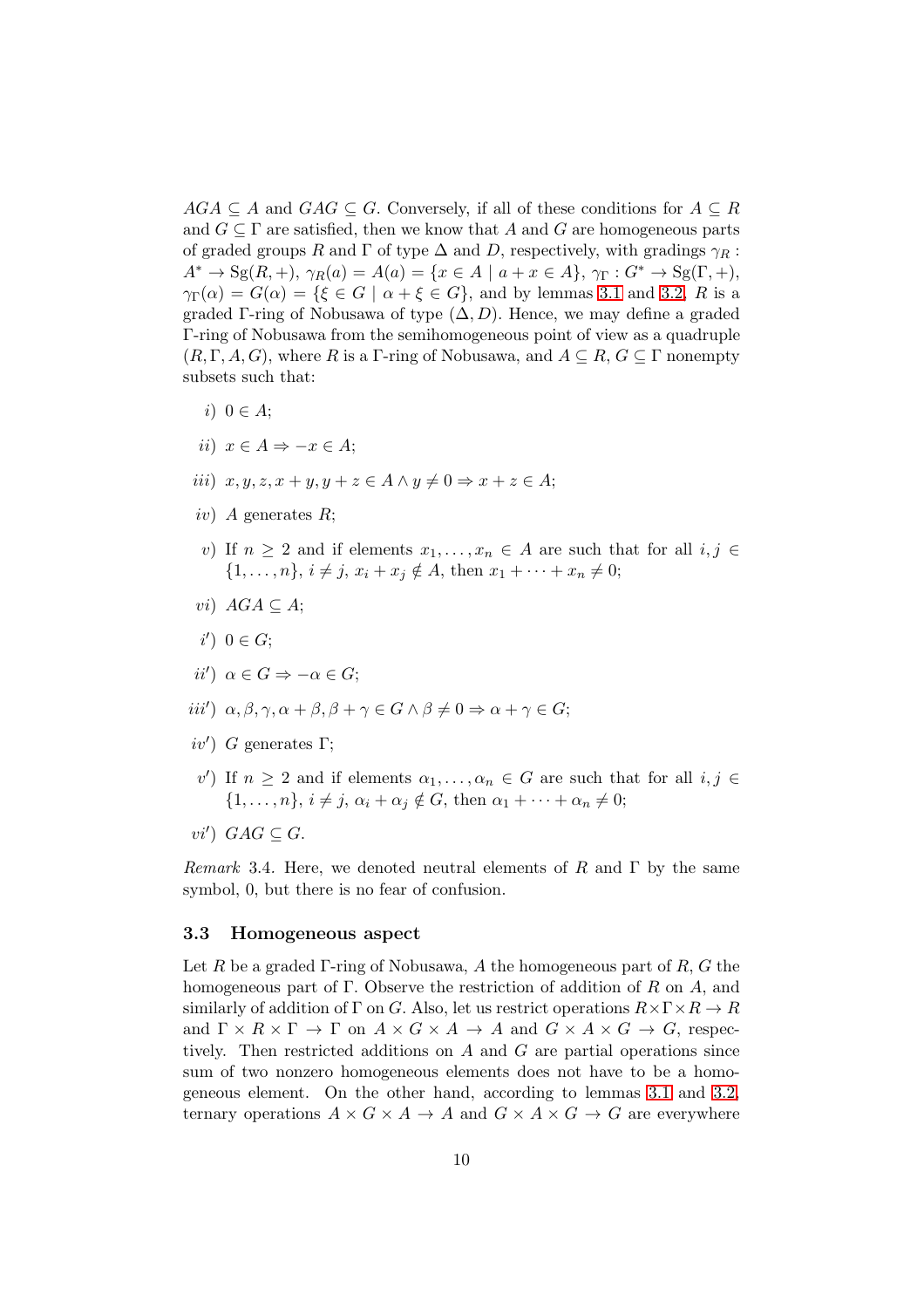$AGA \subseteq A$ and $GAG \subseteq G$. Conversely, if all of these conditions for $A \subseteq R$ and $G \subseteq \Gamma$ are satisfied, then we know that $A$ and $G$ are homogeneous parts of graded groups $R$ and $\Gamma$ of type $\Delta$ and $D$, respectively, with gradings $\gamma_R : A^* \to \mathrm{Sg}(R, +)$, $\gamma_R(a) = A(a) = \{x \in A \mid a + x \in A\}$, $\gamma_\Gamma : G^* \to \mathrm{Sg}(\Gamma, +)$, $\gamma_\Gamma(\alpha) = G(\alpha) = \{\xi \in G \mid \alpha + \xi \in G\}$, and by lemmas 3.1 and 3.2, $R$ is a graded $\Gamma$-ring of Nobusawa of type $(\Delta, D)$. Hence, we may define a graded $\Gamma$-ring of Nobusawa from the semihomogeneous point of view as a quadruple $(R, \Gamma, A, G)$, where $R$ is a $\Gamma$-ring of Nobusawa, and $A \subseteq R$, $G \subseteq \Gamma$ nonempty subsets such that:

*i)* $0 \in A$;

*ii)* $x \in A \Rightarrow -x \in A$;

*iii)* $x, y, z, x + y, y + z \in A \wedge y \neq 0 \Rightarrow x + z \in A$;

*iv)* $A$ generates $R$;

*v)* If $n \geq 2$ and if elements $x_1, \ldots, x_n \in A$ are such that for all $i, j \in \{1, \ldots, n\}$, $i \neq j$, $x_i + x_j \notin A$, then $x_1 + \cdots + x_n \neq 0$;

*vi)* $AGA \subseteq A$;

*i′)* $0 \in G$;

*ii′)* $\alpha \in G \Rightarrow -\alpha \in G$;

*iii′)* $\alpha, \beta, \gamma, \alpha + \beta, \beta + \gamma \in G \wedge \beta \neq 0 \Rightarrow \alpha + \gamma \in G$;

*iv′)* $G$ generates $\Gamma$;

*v′)* If $n \geq 2$ and if elements $\alpha_1, \ldots, \alpha_n \in G$ are such that for all $i, j \in \{1, \ldots, n\}$, $i \neq j$, $\alpha_i + \alpha_j \notin G$, then $\alpha_1 + \cdots + \alpha_n \neq 0$;

*vi′)* $GAG \subseteq G$.

*Remark* 3.4. Here, we denoted neutral elements of $R$ and $\Gamma$ by the same symbol, 0, but there is no fear of confusion.

### 3.3 Homogeneous aspect

Let $R$ be a graded $\Gamma$-ring of Nobusawa, $A$ the homogeneous part of $R$, $G$ the homogeneous part of $\Gamma$. Observe the restriction of addition of $R$ on $A$, and similarly of addition of $\Gamma$ on $G$. Also, let us restrict operations $R \times \Gamma \times R \to R$ and $\Gamma \times R \times \Gamma \to \Gamma$ on $A \times G \times A \to A$ and $G \times A \times G \to G$, respectively. Then restricted additions on $A$ and $G$ are partial operations since sum of two nonzero homogeneous elements does not have to be a homogeneous element. On the other hand, according to lemmas 3.1 and 3.2, ternary operations $A \times G \times A \to A$ and $G \times A \times G \to G$ are everywhere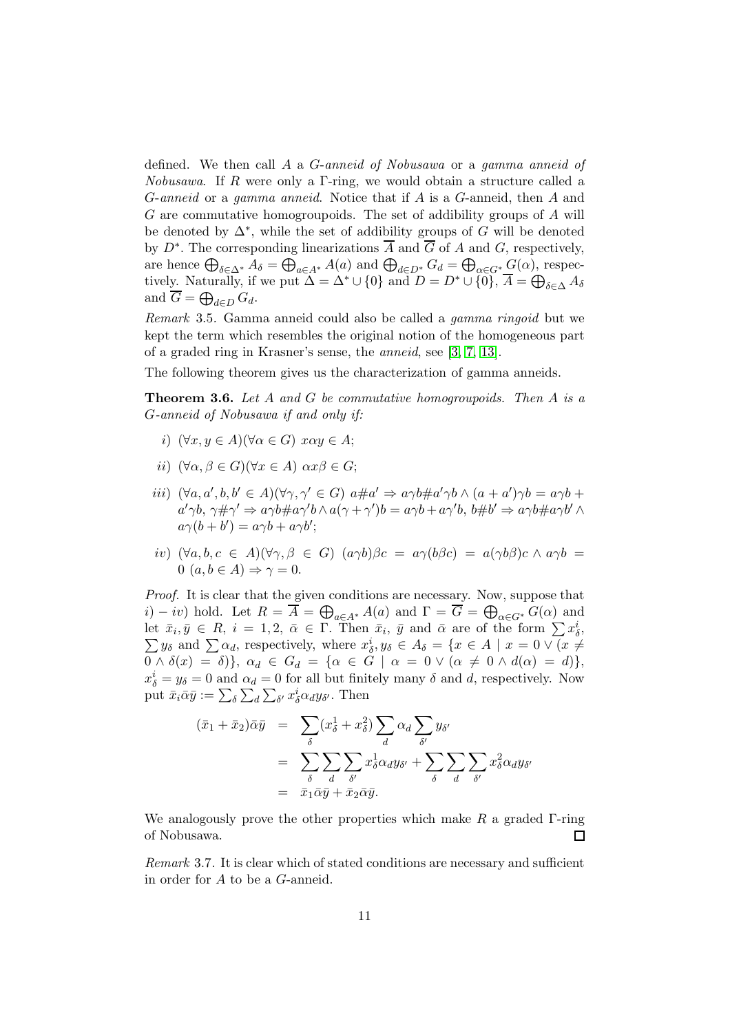defined. We then call $A$ a *G-anneid of Nobusawa* or a *gamma anneid of Nobusawa*. If $R$ were only a $\Gamma$-ring, we would obtain a structure called a *G-anneid* or a *gamma anneid*. Notice that if $A$ is a $G$-anneid, then $A$ and $G$ are commutative homogroupoids. The set of addibility groups of $A$ will be denoted by $\Delta^*$, while the set of addibility groups of $G$ will be denoted by $D^*$. The corresponding linearizations $\overline{A}$ and $\overline{G}$ of $A$ and $G$, respectively, are hence $\bigoplus_{\delta\in\Delta^*} A_\delta = \bigoplus_{a\in A^*} A(a)$ and $\bigoplus_{d\in D^*} G_d = \bigoplus_{\alpha\in G^*} G(\alpha)$, respectively. Naturally, if we put $\Delta = \Delta^* \cup \{0\}$ and $D = D^* \cup \{0\}$, $\overline{A} = \bigoplus_{\delta\in\Delta} A_\delta$ and $\overline{G} = \bigoplus_{d\in D} G_d$.

*Remark* 3.5. Gamma anneid could also be called a *gamma ringoid* but we kept the term which resembles the original notion of the homogeneous part of a graded ring in Krasner's sense, the *anneid*, see [3, 7, 13].

The following theorem gives us the characterization of gamma anneids.

**Theorem 3.6.** *Let $A$ and $G$ be commutative homogroupoids. Then $A$ is a $G$-anneid of Nobusawa if and only if:*

*i)* $(\forall x, y \in A)(\forall \alpha \in G)\ x\alpha y \in A$;

*ii)* $(\forall \alpha, \beta \in G)(\forall x \in A)\ \alpha x \beta \in G$;

*iii)* $(\forall a, a', b, b' \in A)(\forall \gamma, \gamma' \in G)\ a\#a' \Rightarrow a\gamma b \# a'\gamma b \wedge (a + a')\gamma b = a\gamma b + a'\gamma b,\ \gamma\#\gamma' \Rightarrow a\gamma b \# a\gamma' b \wedge a(\gamma + \gamma')b = a\gamma b + a\gamma' b,\ b\#b' \Rightarrow a\gamma b \# a\gamma b' \wedge a\gamma(b + b') = a\gamma b + a\gamma b'$;

*iv)* $(\forall a, b, c \in A)(\forall \gamma, \beta \in G)\ (a\gamma b)\beta c = a\gamma(b\beta c) = a(\gamma b\beta)c \wedge a\gamma b = 0\ (a, b \in A) \Rightarrow \gamma = 0$.

*Proof.* It is clear that the given conditions are necessary. Now, suppose that $i) - iv)$ hold. Let $R = \overline{A} = \bigoplus_{a\in A^*} A(a)$ and $\Gamma = \overline{G} = \bigoplus_{\alpha\in G^*} G(\alpha)$ and let $\bar{x}_i, \bar{y} \in R$, $i = 1, 2$, $\bar{\alpha} \in \Gamma$. Then $\bar{x}_i$, $\bar{y}$ and $\bar{\alpha}$ are of the form $\sum x^i_\delta$, $\sum y_\delta$ and $\sum \alpha_d$, respectively, where $x^i_\delta, y_\delta \in A_\delta = \{x \in A \mid x = 0 \vee (x \neq 0 \wedge \delta(x) = \delta)\}$, $\alpha_d \in G_d = \{\alpha \in G \mid \alpha = 0 \vee (\alpha \neq 0 \wedge d(\alpha) = d)\}$, $x^i_\delta = y_\delta = 0$ and $\alpha_d = 0$ for all but finitely many $\delta$ and $d$, respectively. Now put $\bar{x}_i\bar{\alpha}\bar{y} := \sum_\delta \sum_d \sum_{\delta'} x^i_\delta \alpha_d y_{\delta'}$. Then

$$
\begin{aligned}
(\bar{x}_1 + \bar{x}_2)\bar{\alpha}\bar{y} &= \sum_\delta (x^1_\delta + x^2_\delta) \sum_d \alpha_d \sum_{\delta'} y_{\delta'} \\
&= \sum_\delta \sum_d \sum_{\delta'} x^1_\delta \alpha_d y_{\delta'} + \sum_\delta \sum_d \sum_{\delta'} x^2_\delta \alpha_d y_{\delta'} \\
&= \bar{x}_1\bar{\alpha}\bar{y} + \bar{x}_2\bar{\alpha}\bar{y}.
\end{aligned}
$$

We analogously prove the other properties which make $R$ a graded $\Gamma$-ring of Nobusawa. $\square$

*Remark* 3.7. It is clear which of stated conditions are necessary and sufficient in order for $A$ to be a $G$-anneid.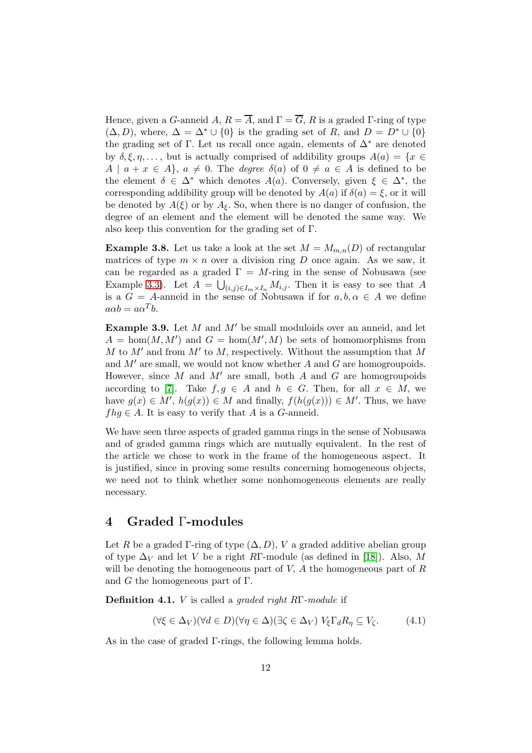Hence, given a $G$-anneid $A$, $R = \overline{A}$, and $\Gamma = \overline{G}$, $R$ is a graded $\Gamma$-ring of type $(\Delta, D)$, where, $\Delta = \Delta^* \cup \{0\}$ is the grading set of $R$, and $D = D^* \cup \{0\}$ the grading set of $\Gamma$. Let us recall once again, elements of $\Delta^*$ are denoted by $\delta, \xi, \eta, \dots$, but is actually comprised of addibility groups $A(a) = \{x \in A \mid a + x \in A\}$, $a \neq 0$. The *degree* $\delta(a)$ of $0 \neq a \in A$ is defined to be the element $\delta \in \Delta^*$ which denotes $A(a)$. Conversely, given $\xi \in \Delta^*$, the corresponding addibility group will be denoted by $A(a)$ if $\delta(a) = \xi$, or it will be denoted by $A(\xi)$ or by $A_\xi$. So, when there is no danger of confusion, the degree of an element and the element will be denoted the same way. We also keep this convention for the grading set of $\Gamma$.

**Example 3.8.** Let us take a look at the set $M = M_{m,n}(D)$ of rectangular matrices of type $m \times n$ over a division ring $D$ once again. As we saw, it can be regarded as a graded $\Gamma = M$-ring in the sense of Nobusawa (see Example 3.3). Let $A = \bigcup_{(i,j) \in I_m \times I_n} M_{i,j}$. Then it is easy to see that $A$ is a $G = A$-anneid in the sense of Nobusawa if for $a, b, \alpha \in A$ we define $a\alpha b = a\alpha^T b$.

**Example 3.9.** Let $M$ and $M'$ be small moduloids over an anneid, and let $A = \hom(M, M')$ and $G = \hom(M', M)$ be sets of homomorphisms from $M$ to $M'$ and from $M'$ to $M$, respectively. Without the assumption that $M$ and $M'$ are small, we would not know whether $A$ and $G$ are homogroupoids. However, since $M$ and $M'$ are small, both $A$ and $G$ are homogroupoids according to [7]. Take $f, g \in A$ and $h \in G$. Then, for all $x \in M$, we have $g(x) \in M'$, $h(g(x)) \in M$ and finally, $f(h(g(x))) \in M'$. Thus, we have $fhg \in A$. It is easy to verify that $A$ is a $G$-anneid.

We have seen three aspects of graded gamma rings in the sense of Nobusawa and of graded gamma rings which are mutually equivalent. In the rest of the article we chose to work in the frame of the homogeneous aspect. It is justified, since in proving some results concerning homogeneous objects, we need not to think whether some nonhomogeneous elements are really necessary.

## 4 Graded $\Gamma$-modules

Let $R$ be a graded $\Gamma$-ring of type $(\Delta, D)$, $V$ a graded additive abelian group of type $\Delta_V$ and let $V$ be a right $R\Gamma$-module (as defined in [18]). Also, $M$ will be denoting the homogeneous part of $V$, $A$ the homogeneous part of $R$ and $G$ the homogeneous part of $\Gamma$.

**Definition 4.1.** $V$ is called a *graded right $R\Gamma$-module* if

$$(\forall \xi \in \Delta_V)(\forall d \in D)(\forall \eta \in \Delta)(\exists \zeta \in \Delta_V)\ V_\xi \Gamma_d R_\eta \subseteq V_\zeta. \tag{4.1}$$

As in the case of graded $\Gamma$-rings, the following lemma holds.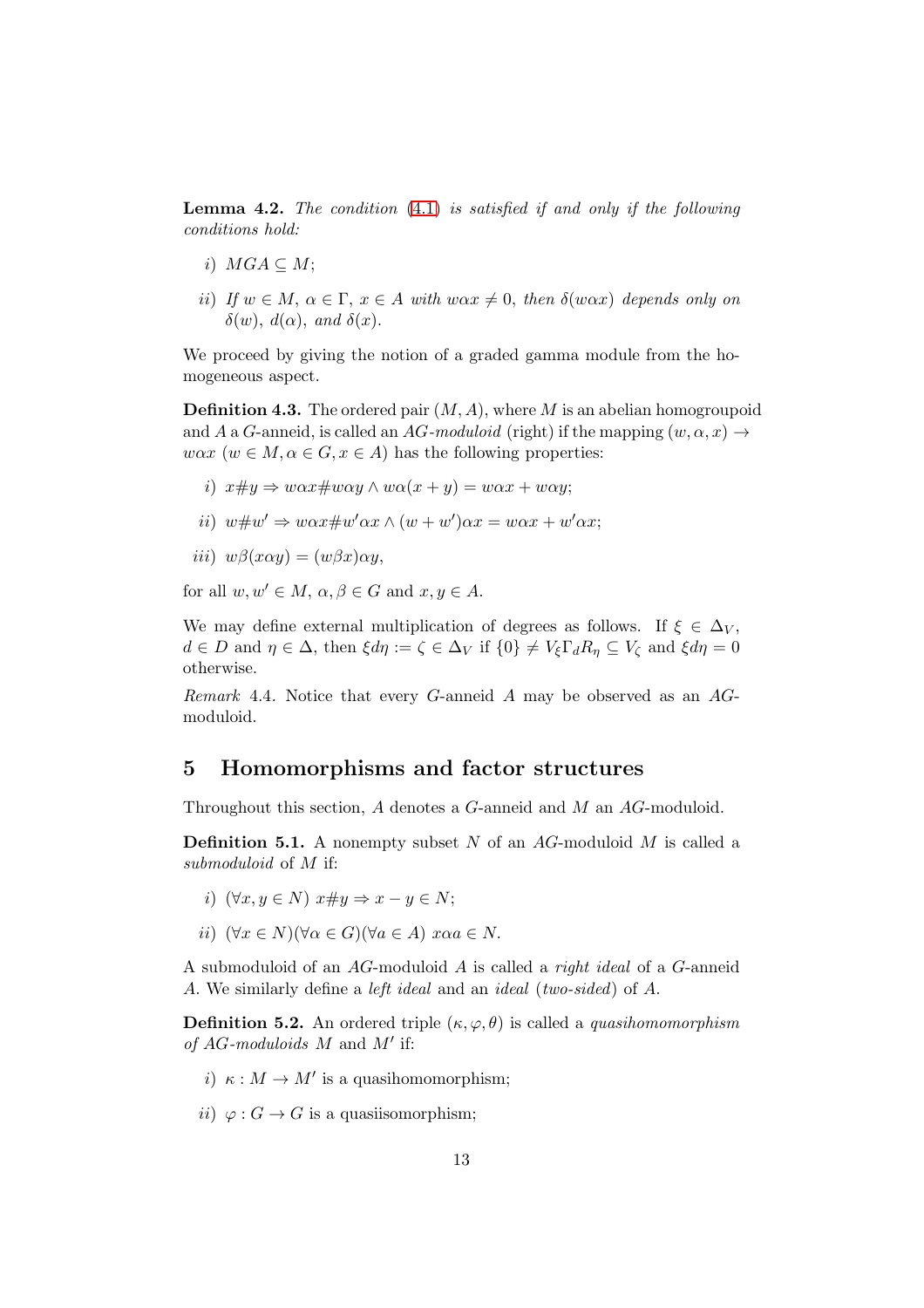**Lemma 4.2.** *The condition (4.1) is satisfied if and only if the following conditions hold:*

*i)* $MGA \subseteq M$;

*ii) If* $w \in M$, $\alpha \in \Gamma$, $x \in A$ *with* $w\alpha x \neq 0$, *then* $\delta(w\alpha x)$ *depends only on* $\delta(w)$, $d(\alpha)$, *and* $\delta(x)$.

We proceed by giving the notion of a graded gamma module from the homogeneous aspect.

**Definition 4.3.** The ordered pair $(M, A)$, where $M$ is an abelian homogroupoid and $A$ a $G$-anneid, is called an *AG-moduloid* (right) if the mapping $(w, \alpha, x) \to w\alpha x$ ($w \in M, \alpha \in G, x \in A$) has the following properties:

*i)* $x\#y \Rightarrow w\alpha x \# w\alpha y \wedge w\alpha(x + y) = w\alpha x + w\alpha y$;

*ii)* $w\#w' \Rightarrow w\alpha x \# w'\alpha x \wedge (w + w')\alpha x = w\alpha x + w'\alpha x$;

*iii)* $w\beta(x\alpha y) = (w\beta x)\alpha y$,

for all $w, w' \in M$, $\alpha, \beta \in G$ and $x, y \in A$.

We may define external multiplication of degrees as follows. If $\xi \in \Delta_V$, $d \in D$ and $\eta \in \Delta$, then $\xi d\eta := \zeta \in \Delta_V$ if $\{0\} \neq V_\xi \Gamma_d R_\eta \subseteq V_\zeta$ and $\xi d\eta = 0$ otherwise.

*Remark* 4.4. Notice that every $G$-anneid $A$ may be observed as an $AG$-moduloid.

## 5 Homomorphisms and factor structures

Throughout this section, $A$ denotes a $G$-anneid and $M$ an $AG$-moduloid.

**Definition 5.1.** A nonempty subset $N$ of an $AG$-moduloid $M$ is called a *submoduloid* of $M$ if:

*i)* $(\forall x, y \in N)\ x\#y \Rightarrow x - y \in N$;

*ii)* $(\forall x \in N)(\forall \alpha \in G)(\forall a \in A)\ x\alpha a \in N$.

A submoduloid of an $AG$-moduloid $A$ is called a *right ideal* of a $G$-anneid $A$. We similarly define a *left ideal* and an *ideal* (*two-sided*) of $A$.

**Definition 5.2.** An ordered triple $(\kappa, \varphi, \theta)$ is called a *quasihomomorphism of AG-moduloids* $M$ *and* $M'$ if:

*i)* $\kappa : M \to M'$ is a quasihomomorphism;

*ii)* $\varphi : G \to G$ is a quasiisomorphism;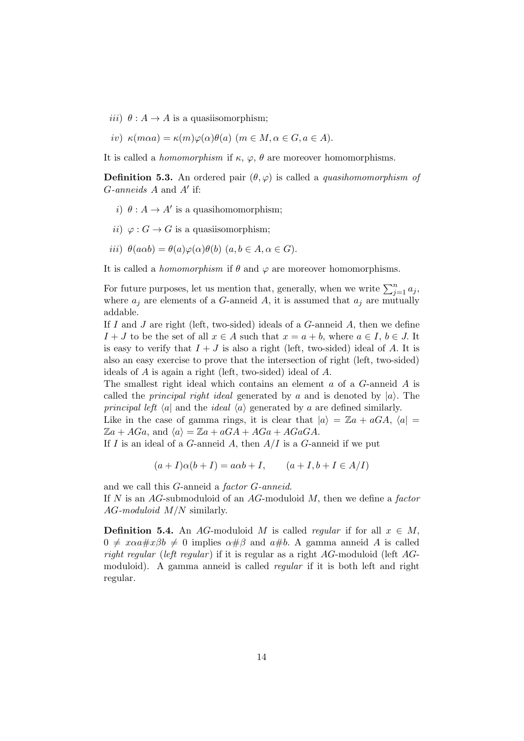*iii)* $\theta : A \to A$ is a quasiisomorphism;

*iv)* $\kappa(m\alpha a) = \kappa(m)\varphi(\alpha)\theta(a)$ $(m \in M, \alpha \in G, a \in A)$.

It is called a *homomorphism* if $\kappa$, $\varphi$, $\theta$ are moreover homomorphisms.

**Definition 5.3.** An ordered pair $(\theta, \varphi)$ is called a *quasihomomorphism of $G$-anneids* $A$ and $A'$ if:

*i)* $\theta : A \to A'$ is a quasihomomorphism;

*ii)* $\varphi : G \to G$ is a quasiisomorphism;

*iii)* $\theta(a\alpha b) = \theta(a)\varphi(\alpha)\theta(b)$ $(a, b \in A, \alpha \in G)$.

It is called a *homomorphism* if $\theta$ and $\varphi$ are moreover homomorphisms.

For future purposes, let us mention that, generally, when we write $\sum_{j=1}^{n} a_j$, where $a_j$ are elements of a $G$-anneid $A$, it is assumed that $a_j$ are mutually addable.

If $I$ and $J$ are right (left, two-sided) ideals of a $G$-anneid $A$, then we define $I + J$ to be the set of all $x \in A$ such that $x = a + b$, where $a \in I$, $b \in J$. It is easy to verify that $I + J$ is also a right (left, two-sided) ideal of $A$. It is also an easy exercise to prove that the intersection of right (left, two-sided) ideals of $A$ is again a right (left, two-sided) ideal of $A$.

The smallest right ideal which contains an element $a$ of a $G$-anneid $A$ is called the *principal right ideal* generated by $a$ and is denoted by $|a\rangle$. The *principal left* $\langle a|$ and the *ideal* $\langle a\rangle$ generated by $a$ are defined similarly.

Like in the case of gamma rings, it is clear that $|a\rangle = \mathbb{Z}a + aGA$, $\langle a| = \mathbb{Z}a + AGa$, and $\langle a\rangle = \mathbb{Z}a + aGA + AGa + AGaGA$.

If $I$ is an ideal of a $G$-anneid $A$, then $A/I$ is a $G$-anneid if we put

$$(a + I)\alpha(b + I) = a\alpha b + I, \qquad (a + I, b + I \in A/I)$$

and we call this $G$-anneid a *factor $G$-anneid*.

If $N$ is an $AG$-submoduloid of an $AG$-moduloid $M$, then we define a *factor $AG$-moduloid* $M/N$ similarly.

**Definition 5.4.** An $AG$-moduloid $M$ is called *regular* if for all $x \in M$, $0 \neq x\alpha a \# x\beta b \neq 0$ implies $\alpha \# \beta$ and $a \# b$. A gamma anneid $A$ is called *right regular* (*left regular*) if it is regular as a right $AG$-moduloid (left $AG$-moduloid). A gamma anneid is called *regular* if it is both left and right regular.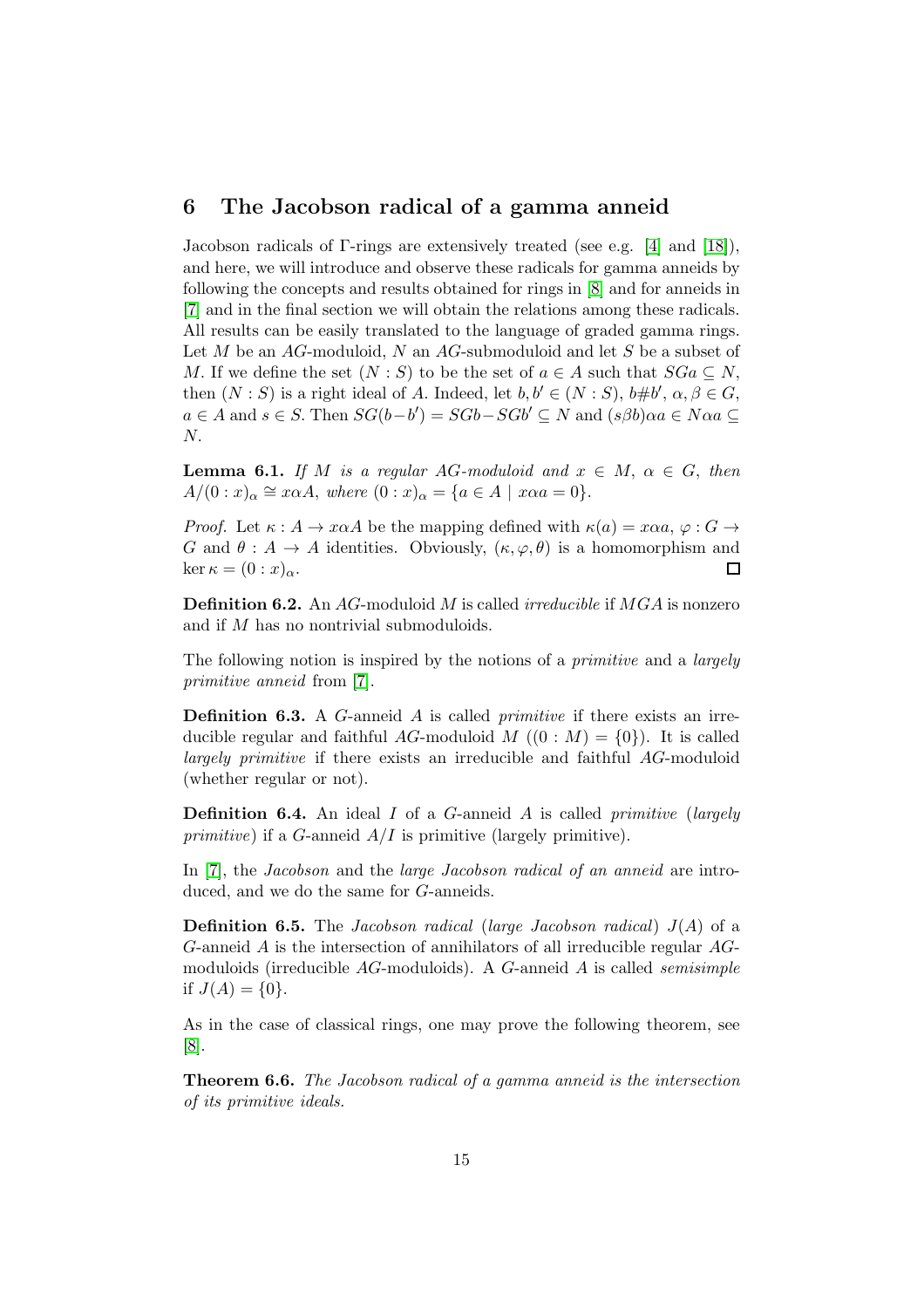## 6 The Jacobson radical of a gamma anneid

Jacobson radicals of Γ-rings are extensively treated (see e.g. [4] and [18]), and here, we will introduce and observe these radicals for gamma anneids by following the concepts and results obtained for rings in [8] and for anneids in [7] and in the final section we will obtain the relations among these radicals. All results can be easily translated to the language of graded gamma rings. Let $M$ be an $AG$-moduloid, $N$ an $AG$-submoduloid and let $S$ be a subset of $M$. If we define the set $(N : S)$ to be the set of $a \in A$ such that $SGa \subseteq N$, then $(N : S)$ is a right ideal of $A$. Indeed, let $b, b' \in (N : S)$, $b\#b'$, $\alpha, \beta \in G$, $a \in A$ and $s \in S$. Then $SG(b-b') = SGb - SGb' \subseteq N$ and $(s\beta b)\alpha a \in N\alpha a \subseteq N$.

**Lemma 6.1.** *If $M$ is a regular $AG$-moduloid and $x \in M$, $\alpha \in G$, then $A/(0 : x)_\alpha \cong x\alpha A$, where $(0 : x)_\alpha = \{a \in A \mid x\alpha a = 0\}$.*

*Proof.* Let $\kappa : A \to x\alpha A$ be the mapping defined with $\kappa(a) = x\alpha a$, $\varphi : G \to G$ and $\theta : A \to A$ identities. Obviously, $(\kappa, \varphi, \theta)$ is a homomorphism and $\ker \kappa = (0 : x)_\alpha$. □

**Definition 6.2.** An $AG$-moduloid $M$ is called *irreducible* if $MGA$ is nonzero and if $M$ has no nontrivial submoduloids.

The following notion is inspired by the notions of a *primitive* and a *largely primitive anneid* from [7].

**Definition 6.3.** A $G$-anneid $A$ is called *primitive* if there exists an irreducible regular and faithful $AG$-moduloid $M$ ($(0 : M) = \{0\}$). It is called *largely primitive* if there exists an irreducible and faithful $AG$-moduloid (whether regular or not).

**Definition 6.4.** An ideal $I$ of a $G$-anneid $A$ is called *primitive* (*largely primitive*) if a $G$-anneid $A/I$ is primitive (largely primitive).

In [7], the *Jacobson* and the *large Jacobson radical of an anneid* are introduced, and we do the same for $G$-anneids.

**Definition 6.5.** The *Jacobson radical* (*large Jacobson radical*) $J(A)$ of a $G$-anneid $A$ is the intersection of annihilators of all irreducible regular $AG$-moduloids (irreducible $AG$-moduloids). A $G$-anneid $A$ is called *semisimple* if $J(A) = \{0\}$.

As in the case of classical rings, one may prove the following theorem, see [8].

**Theorem 6.6.** *The Jacobson radical of a gamma anneid is the intersection of its primitive ideals.*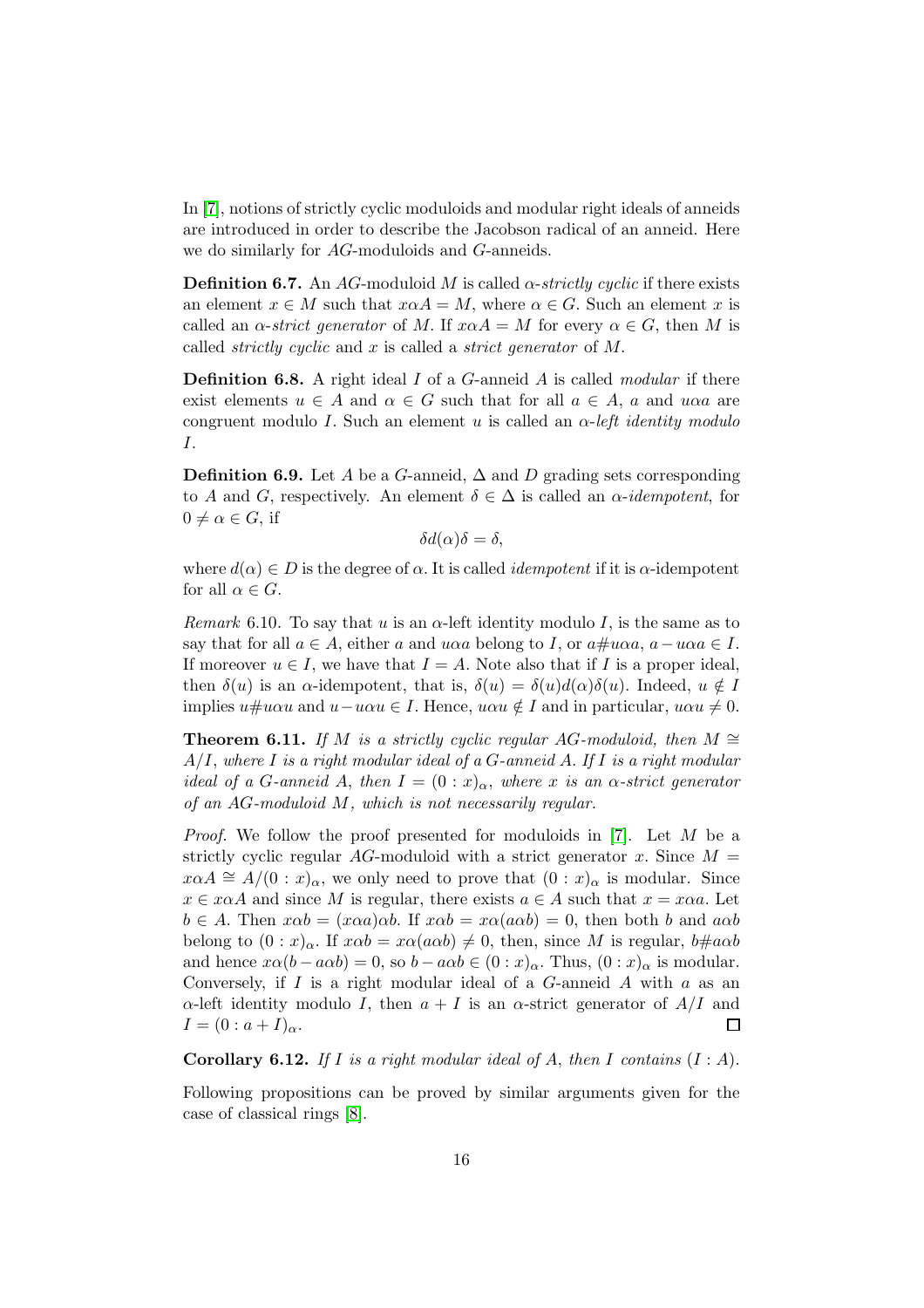In [7], notions of strictly cyclic moduloids and modular right ideals of anneids are introduced in order to describe the Jacobson radical of an anneid. Here we do similarly for $AG$-moduloids and $G$-anneids.

**Definition 6.7.** An $AG$-moduloid $M$ is called *$\alpha$-strictly cyclic* if there exists an element $x \in M$ such that $x\alpha A = M$, where $\alpha \in G$. Such an element $x$ is called an *$\alpha$-strict generator* of $M$. If $x\alpha A = M$ for every $\alpha \in G$, then $M$ is called *strictly cyclic* and $x$ is called a *strict generator* of $M$.

**Definition 6.8.** A right ideal $I$ of a $G$-anneid $A$ is called *modular* if there exist elements $u \in A$ and $\alpha \in G$ such that for all $a \in A$, $a$ and $u\alpha a$ are congruent modulo $I$. Such an element $u$ is called an *$\alpha$-left identity modulo $I$*.

**Definition 6.9.** Let $A$ be a $G$-anneid, $\Delta$ and $D$ grading sets corresponding to $A$ and $G$, respectively. An element $\delta \in \Delta$ is called an *$\alpha$-idempotent*, for $0 \neq \alpha \in G$, if

$$\delta d(\alpha)\delta = \delta,$$

where $d(\alpha) \in D$ is the degree of $\alpha$. It is called *idempotent* if it is $\alpha$-idempotent for all $\alpha \in G$.

*Remark* 6.10. To say that $u$ is an $\alpha$-left identity modulo $I$, is the same as to say that for all $a \in A$, either $a$ and $u\alpha a$ belong to $I$, or $a\#u\alpha a$, $a - u\alpha a \in I$. If moreover $u \in I$, we have that $I = A$. Note also that if $I$ is a proper ideal, then $\delta(u)$ is an $\alpha$-idempotent, that is, $\delta(u) = \delta(u)d(\alpha)\delta(u)$. Indeed, $u \notin I$ implies $u\#u\alpha u$ and $u - u\alpha u \in I$. Hence, $u\alpha u \notin I$ and in particular, $u\alpha u \neq 0$.

**Theorem 6.11.** *If $M$ is a strictly cyclic regular $AG$-moduloid, then $M \cong A/I$, where $I$ is a right modular ideal of a $G$-anneid $A$. If $I$ is a right modular ideal of a $G$-anneid $A$, then $I = (0 : x)_\alpha$, where $x$ is an $\alpha$-strict generator of an $AG$-moduloid $M$, which is not necessarily regular.*

*Proof.* We follow the proof presented for moduloids in [7]. Let $M$ be a strictly cyclic regular $AG$-moduloid with a strict generator $x$. Since $M = x\alpha A \cong A/(0 : x)_\alpha$, we only need to prove that $(0 : x)_\alpha$ is modular. Since $x \in x\alpha A$ and since $M$ is regular, there exists $a \in A$ such that $x = x\alpha a$. Let $b \in A$. Then $x\alpha b = (x\alpha a)\alpha b$. If $x\alpha b = x\alpha(a\alpha b) = 0$, then both $b$ and $a\alpha b$ belong to $(0 : x)_\alpha$. If $x\alpha b = x\alpha(a\alpha b) \neq 0$, then, since $M$ is regular, $b\#a\alpha b$ and hence $x\alpha(b - a\alpha b) = 0$, so $b - a\alpha b \in (0 : x)_\alpha$. Thus, $(0 : x)_\alpha$ is modular. Conversely, if $I$ is a right modular ideal of a $G$-anneid $A$ with $a$ as an $\alpha$-left identity modulo $I$, then $a + I$ is an $\alpha$-strict generator of $A/I$ and $I = (0 : a + I)_\alpha$. $\square$

**Corollary 6.12.** *If $I$ is a right modular ideal of $A$, then $I$ contains $(I : A)$.*

Following propositions can be proved by similar arguments given for the case of classical rings [8].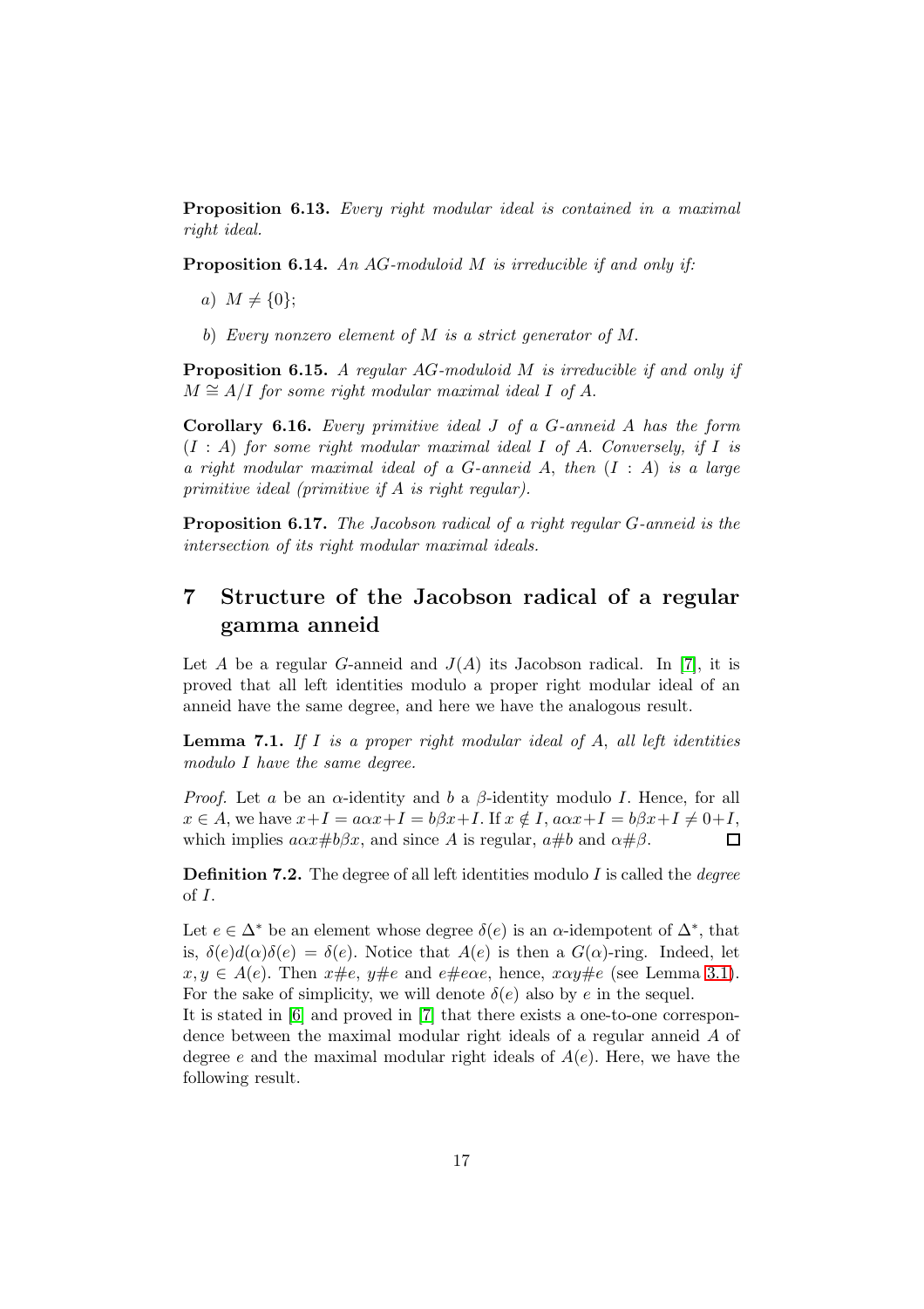**Proposition 6.13.** *Every right modular ideal is contained in a maximal right ideal.*

**Proposition 6.14.** *An AG-moduloid $M$ is irreducible if and only if:*

*a)* $M \neq \{0\}$;

*b) Every nonzero element of $M$ is a strict generator of $M$.*

**Proposition 6.15.** *A regular AG-moduloid $M$ is irreducible if and only if $M \cong A/I$ for some right modular maximal ideal $I$ of $A$.*

**Corollary 6.16.** *Every primitive ideal $J$ of a $G$-anneid $A$ has the form $(I : A)$ for some right modular maximal ideal $I$ of $A$. Conversely, if $I$ is a right modular maximal ideal of a $G$-anneid $A$, then $(I : A)$ is a large primitive ideal (primitive if $A$ is right regular).*

**Proposition 6.17.** *The Jacobson radical of a right regular $G$-anneid is the intersection of its right modular maximal ideals.*

# 7 Structure of the Jacobson radical of a regular gamma anneid

Let $A$ be a regular $G$-anneid and $J(A)$ its Jacobson radical. In [7], it is proved that all left identities modulo a proper right modular ideal of an anneid have the same degree, and here we have the analogous result.

**Lemma 7.1.** *If $I$ is a proper right modular ideal of $A$, all left identities modulo $I$ have the same degree.*

*Proof.* Let $a$ be an $\alpha$-identity and $b$ a $\beta$-identity modulo $I$. Hence, for all $x \in A$, we have $x+I = a\alpha x+I = b\beta x+I$. If $x \notin I$, $a\alpha x+I = b\beta x+I \neq 0+I$, which implies $a\alpha x \# b\beta x$, and since $A$ is regular, $a\#b$ and $\alpha\#\beta$. ∎

**Definition 7.2.** The degree of all left identities modulo $I$ is called the *degree* of $I$.

Let $e \in \Delta^*$ be an element whose degree $\delta(e)$ is an $\alpha$-idempotent of $\Delta^*$, that is, $\delta(e)d(\alpha)\delta(e) = \delta(e)$. Notice that $A(e)$ is then a $G(\alpha)$-ring. Indeed, let $x, y \in A(e)$. Then $x\#e$, $y\#e$ and $e\#e\alpha e$, hence, $x\alpha y\#e$ (see Lemma 3.1). For the sake of simplicity, we will denote $\delta(e)$ also by $e$ in the sequel.

It is stated in [6] and proved in [7] that there exists a one-to-one correspondence between the maximal modular right ideals of a regular anneid $A$ of degree $e$ and the maximal modular right ideals of $A(e)$. Here, we have the following result.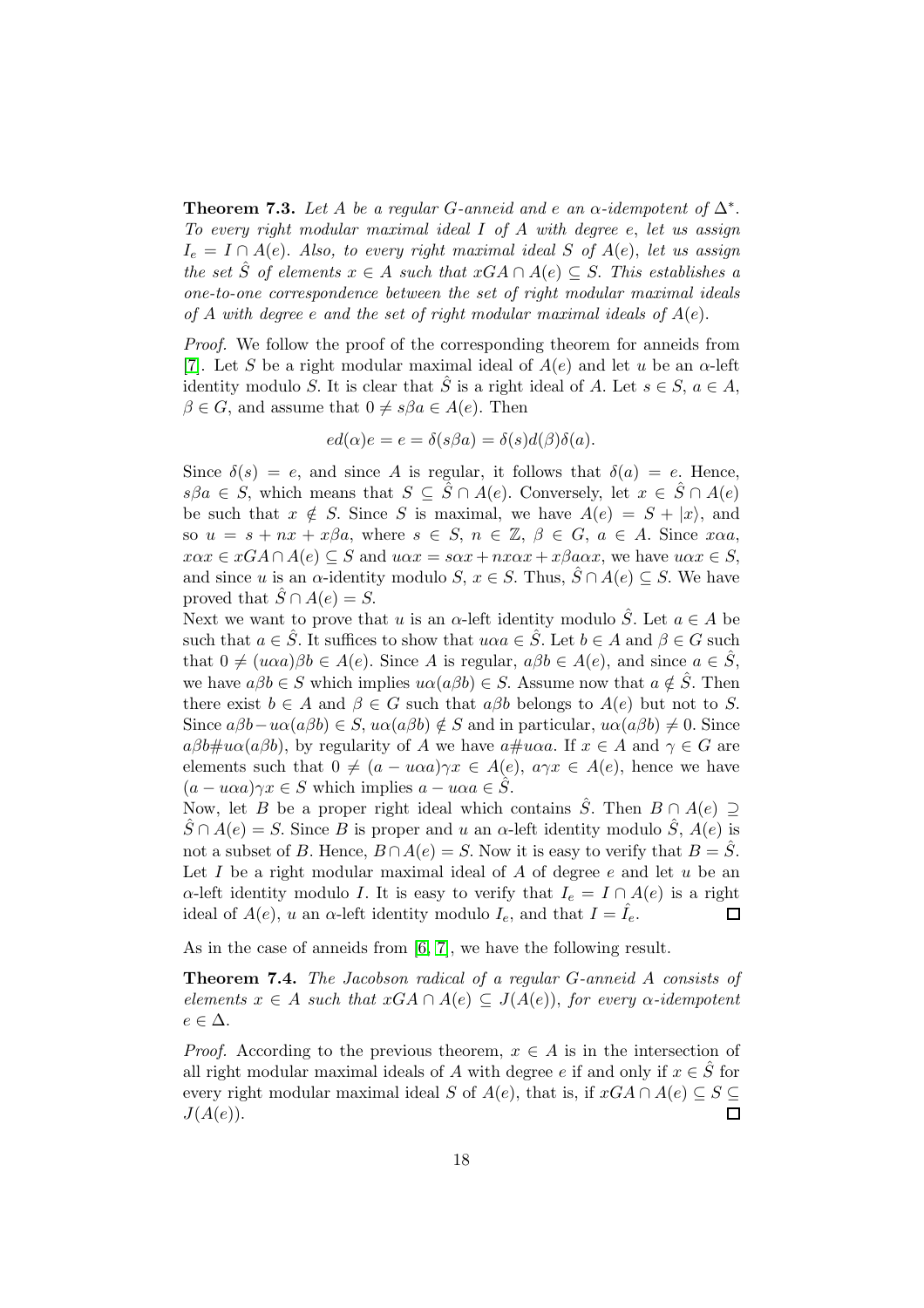**Theorem 7.3.** *Let $A$ be a regular $G$-anneid and $e$ an $\alpha$-idempotent of $\Delta^*$. To every right modular maximal ideal $I$ of $A$ with degree $e$, let us assign $I_e = I \cap A(e)$. Also, to every right maximal ideal $S$ of $A(e)$, let us assign the set $\hat{S}$ of elements $x \in A$ such that $xGA \cap A(e) \subseteq S$. This establishes a one-to-one correspondence between the set of right modular maximal ideals of $A$ with degree $e$ and the set of right modular maximal ideals of $A(e)$.*

*Proof.* We follow the proof of the corresponding theorem for anneids from [7]. Let $S$ be a right modular maximal ideal of $A(e)$ and let $u$ be an $\alpha$-left identity modulo $S$. It is clear that $\hat{S}$ is a right ideal of $A$. Let $s \in S$, $a \in A$, $\beta \in G$, and assume that $0 \neq s\beta a \in A(e)$. Then

$$ed(\alpha)e = e = \delta(s\beta a) = \delta(s)d(\beta)\delta(a).$$

Since $\delta(s) = e$, and since $A$ is regular, it follows that $\delta(a) = e$. Hence, $s\beta a \in S$, which means that $S \subseteq \hat{S} \cap A(e)$. Conversely, let $x \in \hat{S} \cap A(e)$ be such that $x \notin S$. Since $S$ is maximal, we have $A(e) = S + |x\rangle$, and so $u = s + nx + x\beta a$, where $s \in S$, $n \in \mathbb{Z}$, $\beta \in G$, $a \in A$. Since $x\alpha a$, $x\alpha x \in xGA \cap A(e) \subseteq S$ and $u\alpha x = s\alpha x + nx\alpha x + x\beta a\alpha x$, we have $u\alpha x \in S$, and since $u$ is an $\alpha$-identity modulo $S$, $x \in S$. Thus, $\hat{S} \cap A(e) \subseteq S$. We have proved that $\hat{S} \cap A(e) = S$.

Next we want to prove that $u$ is an $\alpha$-left identity modulo $\hat{S}$. Let $a \in A$ be such that $a \in \hat{S}$. It suffices to show that $u\alpha a \in \hat{S}$. Let $b \in A$ and $\beta \in G$ such that $0 \neq (u\alpha a)\beta b \in A(e)$. Since $A$ is regular, $a\beta b \in A(e)$, and since $a \in \hat{S}$, we have $a\beta b \in S$ which implies $u\alpha(a\beta b) \in S$. Assume now that $a \notin \hat{S}$. Then there exist $b \in A$ and $\beta \in G$ such that $a\beta b$ belongs to $A(e)$ but not to $S$. Since $a\beta b - u\alpha(a\beta b) \in S$, $u\alpha(a\beta b) \notin S$ and in particular, $u\alpha(a\beta b) \neq 0$. Since $a\beta b \# u\alpha(a\beta b)$, by regularity of $A$ we have $a \# u\alpha a$. If $x \in A$ and $\gamma \in G$ are elements such that $0 \neq (a - u\alpha a)\gamma x \in A(e)$, $a\gamma x \in A(e)$, hence we have $(a - u\alpha a)\gamma x \in S$ which implies $a - u\alpha a \in \hat{S}$.

Now, let $B$ be a proper right ideal which contains $\hat{S}$. Then $B \cap A(e) \supseteq \hat{S} \cap A(e) = S$. Since $B$ is proper and $u$ an $\alpha$-left identity modulo $\hat{S}$, $A(e)$ is not a subset of $B$. Hence, $B \cap A(e) = S$. Now it is easy to verify that $B = \hat{S}$. Let $I$ be a right modular maximal ideal of $A$ of degree $e$ and let $u$ be an $\alpha$-left identity modulo $I$. It is easy to verify that $I_e = I \cap A(e)$ is a right ideal of $A(e)$, $u$ an $\alpha$-left identity modulo $I_e$, and that $I = \hat{I_e}$. ◻

As in the case of anneids from [6, 7], we have the following result.

**Theorem 7.4.** *The Jacobson radical of a regular $G$-anneid $A$ consists of elements $x \in A$ such that $xGA \cap A(e) \subseteq J(A(e))$, for every $\alpha$-idempotent $e \in \Delta$.*

*Proof.* According to the previous theorem, $x \in A$ is in the intersection of all right modular maximal ideals of $A$ with degree $e$ if and only if $x \in \hat{S}$ for every right modular maximal ideal $S$ of $A(e)$, that is, if $xGA \cap A(e) \subseteq S \subseteq J(A(e))$. ◻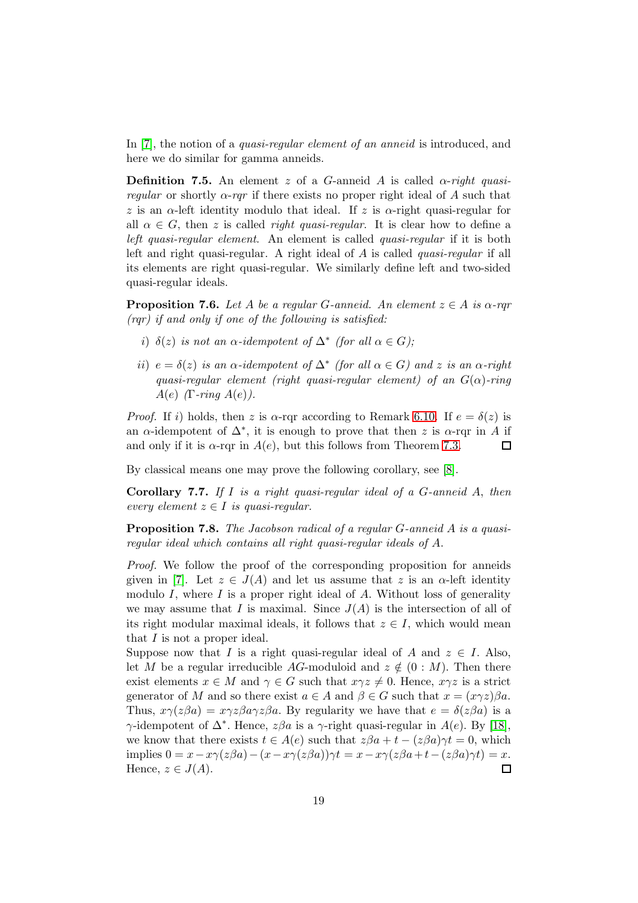In [7], the notion of a *quasi-regular element of an anneid* is introduced, and here we do similar for gamma anneids.

**Definition 7.5.** An element $z$ of a $G$-anneid $A$ is called *$\alpha$-right quasi-regular* or shortly *$\alpha$-rqr* if there exists no proper right ideal of $A$ such that $z$ is an $\alpha$-left identity modulo that ideal. If $z$ is $\alpha$-right quasi-regular for all $\alpha \in G$, then $z$ is called *right quasi-regular*. It is clear how to define a *left quasi-regular element*. An element is called *quasi-regular* if it is both left and right quasi-regular. A right ideal of $A$ is called *quasi-regular* if all its elements are right quasi-regular. We similarly define left and two-sided quasi-regular ideals.

**Proposition 7.6.** *Let $A$ be a regular $G$-anneid. An element $z \in A$ is $\alpha$-rqr (rqr) if and only if one of the following is satisfied:*

*i) $\delta(z)$ is not an $\alpha$-idempotent of $\Delta^*$ (for all $\alpha \in G$);*

*ii) $e = \delta(z)$ is an $\alpha$-idempotent of $\Delta^*$ (for all $\alpha \in G$) and $z$ is an $\alpha$-right quasi-regular element (right quasi-regular element) of an $G(\alpha)$-ring $A(e)$ ($\Gamma$-ring $A(e)$).*

*Proof.* If $i)$ holds, then $z$ is $\alpha$-rqr according to Remark 6.10. If $e = \delta(z)$ is an $\alpha$-idempotent of $\Delta^*$, it is enough to prove that then $z$ is $\alpha$-rqr in $A$ if and only if it is $\alpha$-rqr in $A(e)$, but this follows from Theorem 7.3. □

By classical means one may prove the following corollary, see [8].

**Corollary 7.7.** *If $I$ is a right quasi-regular ideal of a $G$-anneid $A$, then every element $z \in I$ is quasi-regular.*

**Proposition 7.8.** *The Jacobson radical of a regular $G$-anneid $A$ is a quasi-regular ideal which contains all right quasi-regular ideals of $A$.*

*Proof.* We follow the proof of the corresponding proposition for anneids given in [7]. Let $z \in J(A)$ and let us assume that $z$ is an $\alpha$-left identity modulo $I$, where $I$ is a proper right ideal of $A$. Without loss of generality we may assume that $I$ is maximal. Since $J(A)$ is the intersection of all of its right modular maximal ideals, it follows that $z \in I$, which would mean that $I$ is not a proper ideal.
Suppose now that $I$ is a right quasi-regular ideal of $A$ and $z \in I$. Also, let $M$ be a regular irreducible $AG$-moduloid and $z \notin (0 : M)$. Then there exist elements $x \in M$ and $\gamma \in G$ such that $x\gamma z \neq 0$. Hence, $x\gamma z$ is a strict generator of $M$ and so there exist $a \in A$ and $\beta \in G$ such that $x = (x\gamma z)\beta a$. Thus, $x\gamma(z\beta a) = x\gamma z\beta a\gamma z\beta a$. By regularity we have that $e = \delta(z\beta a)$ is a $\gamma$-idempotent of $\Delta^*$. Hence, $z\beta a$ is a $\gamma$-right quasi-regular in $A(e)$. By [18], we know that there exists $t \in A(e)$ such that $z\beta a + t - (z\beta a)\gamma t = 0$, which implies $0 = x - x\gamma(z\beta a) - (x - x\gamma(z\beta a))\gamma t = x - x\gamma(z\beta a + t - (z\beta a)\gamma t) = x$. Hence, $z \in J(A)$. □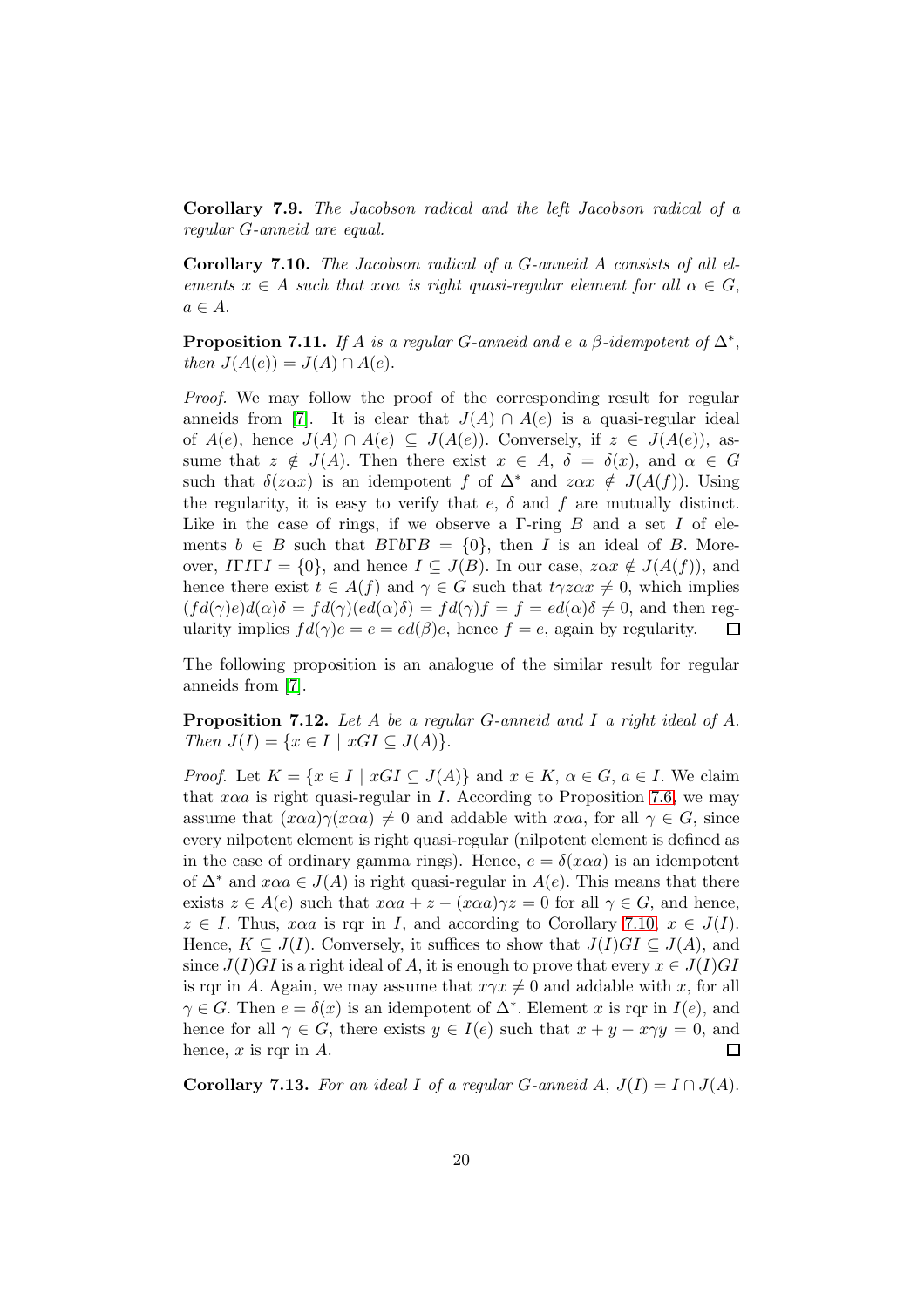**Corollary 7.9.** *The Jacobson radical and the left Jacobson radical of a regular G-anneid are equal.*

**Corollary 7.10.** *The Jacobson radical of a G-anneid $A$ consists of all elements $x \in A$ such that $x\alpha a$ is right quasi-regular element for all $\alpha \in G$, $a \in A$.*

**Proposition 7.11.** *If $A$ is a regular G-anneid and $e$ a $\beta$-idempotent of $\Delta^*$, then $J(A(e)) = J(A) \cap A(e)$.*

*Proof.* We may follow the proof of the corresponding result for regular anneids from [7]. It is clear that $J(A) \cap A(e)$ is a quasi-regular ideal of $A(e)$, hence $J(A) \cap A(e) \subseteq J(A(e))$. Conversely, if $z \in J(A(e))$, assume that $z \notin J(A)$. Then there exist $x \in A$, $\delta = \delta(x)$, and $\alpha \in G$ such that $\delta(z\alpha x)$ is an idempotent $f$ of $\Delta^*$ and $z\alpha x \notin J(A(f))$. Using the regularity, it is easy to verify that $e$, $\delta$ and $f$ are mutually distinct. Like in the case of rings, if we observe a $\Gamma$-ring $B$ and a set $I$ of elements $b \in B$ such that $B\Gamma b\Gamma B = \{0\}$, then $I$ is an ideal of $B$. Moreover, $I\Gamma I\Gamma I = \{0\}$, and hence $I \subseteq J(B)$. In our case, $z\alpha x \notin J(A(f))$, and hence there exist $t \in A(f)$ and $\gamma \in G$ such that $t\gamma z\alpha x \neq 0$, which implies $(fd(\gamma)e)d(\alpha)\delta = fd(\gamma)(ed(\alpha)\delta) = fd(\gamma)f = f = ed(\alpha)\delta \neq 0$, and then regularity implies $fd(\gamma)e = e = ed(\beta)e$, hence $f = e$, again by regularity. $\square$

The following proposition is an analogue of the similar result for regular anneids from [7].

**Proposition 7.12.** *Let $A$ be a regular G-anneid and $I$ a right ideal of $A$. Then $J(I) = \{x \in I \mid xGI \subseteq J(A)\}$.*

*Proof.* Let $K = \{x \in I \mid xGI \subseteq J(A)\}$ and $x \in K$, $\alpha \in G$, $a \in I$. We claim that $x\alpha a$ is right quasi-regular in $I$. According to Proposition 7.6, we may assume that $(x\alpha a)\gamma(x\alpha a) \neq 0$ and addable with $x\alpha a$, for all $\gamma \in G$, since every nilpotent element is right quasi-regular (nilpotent element is defined as in the case of ordinary gamma rings). Hence, $e = \delta(x\alpha a)$ is an idempotent of $\Delta^*$ and $x\alpha a \in J(A)$ is right quasi-regular in $A(e)$. This means that there exists $z \in A(e)$ such that $x\alpha a + z - (x\alpha a)\gamma z = 0$ for all $\gamma \in G$, and hence, $z \in I$. Thus, $x\alpha a$ is rqr in $I$, and according to Corollary 7.10, $x \in J(I)$. Hence, $K \subseteq J(I)$. Conversely, it suffices to show that $J(I)GI \subseteq J(A)$, and since $J(I)GI$ is a right ideal of $A$, it is enough to prove that every $x \in J(I)GI$ is rqr in $A$. Again, we may assume that $x\gamma x \neq 0$ and addable with $x$, for all $\gamma \in G$. Then $e = \delta(x)$ is an idempotent of $\Delta^*$. Element $x$ is rqr in $I(e)$, and hence for all $\gamma \in G$, there exists $y \in I(e)$ such that $x + y - x\gamma y = 0$, and hence, $x$ is rqr in $A$. $\square$

**Corollary 7.13.** *For an ideal $I$ of a regular G-anneid $A$, $J(I) = I \cap J(A)$.*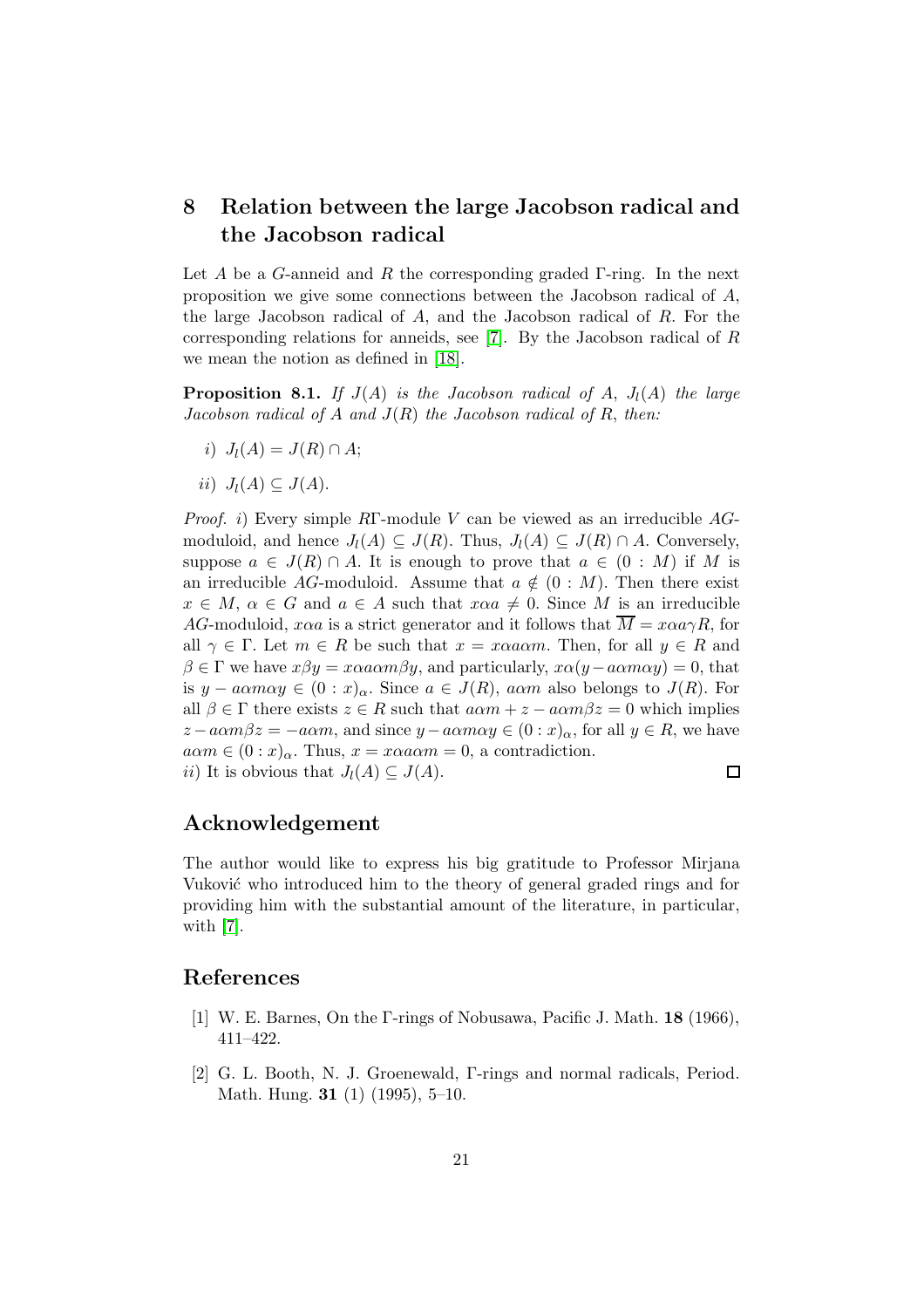## 8 Relation between the large Jacobson radical and the Jacobson radical

Let $A$ be a $G$-anneid and $R$ the corresponding graded $\Gamma$-ring. In the next proposition we give some connections between the Jacobson radical of $A$, the large Jacobson radical of $A$, and the Jacobson radical of $R$. For the corresponding relations for anneids, see [7]. By the Jacobson radical of $R$ we mean the notion as defined in [18].

**Proposition 8.1.** *If $J(A)$ is the Jacobson radical of $A$, $J_l(A)$ the large Jacobson radical of $A$ and $J(R)$ the Jacobson radical of $R$, then:*

*i)* $J_l(A) = J(R) \cap A$;

*ii)* $J_l(A) \subseteq J(A)$.

*Proof.* *i)* Every simple $R\Gamma$-module $V$ can be viewed as an irreducible $AG$-moduloid, and hence $J_l(A) \subseteq J(R)$. Thus, $J_l(A) \subseteq J(R) \cap A$. Conversely, suppose $a \in J(R) \cap A$. It is enough to prove that $a \in (0 : M)$ if $M$ is an irreducible $AG$-moduloid. Assume that $a \notin (0 : M)$. Then there exist $x \in M$, $\alpha \in G$ and $a \in A$ such that $x\alpha a \neq 0$. Since $M$ is an irreducible $AG$-moduloid, $x\alpha a$ is a strict generator and it follows that $\overline{M} = x\alpha a\gamma R$, for all $\gamma \in \Gamma$. Let $m \in R$ be such that $x = x\alpha a\alpha m$. Then, for all $y \in R$ and $\beta \in \Gamma$ we have $x\beta y = x\alpha a\alpha m\beta y$, and particularly, $x\alpha(y - a\alpha m\alpha y) = 0$, that is $y - a\alpha m\alpha y \in (0 : x)_\alpha$. Since $a \in J(R)$, $a\alpha m$ also belongs to $J(R)$. For all $\beta \in \Gamma$ there exists $z \in R$ such that $a\alpha m + z - a\alpha m\beta z = 0$ which implies $z - a\alpha m\beta z = -a\alpha m$, and since $y - a\alpha m\alpha y \in (0 : x)_\alpha$, for all $y \in R$, we have $a\alpha m \in (0 : x)_\alpha$. Thus, $x = x\alpha a\alpha m = 0$, a contradiction.

*ii)* It is obvious that $J_l(A) \subseteq J(A)$. $\square$

## Acknowledgement

The author would like to express his big gratitude to Professor Mirjana Vuković who introduced him to the theory of general graded rings and for providing him with the substantial amount of the literature, in particular, with [7].

## References

[1] W. E. Barnes, On the $\Gamma$-rings of Nobusawa, Pacific J. Math. **18** (1966), 411–422.

[2] G. L. Booth, N. J. Groenewald, $\Gamma$-rings and normal radicals, Period. Math. Hung. **31** (1) (1995), 5–10.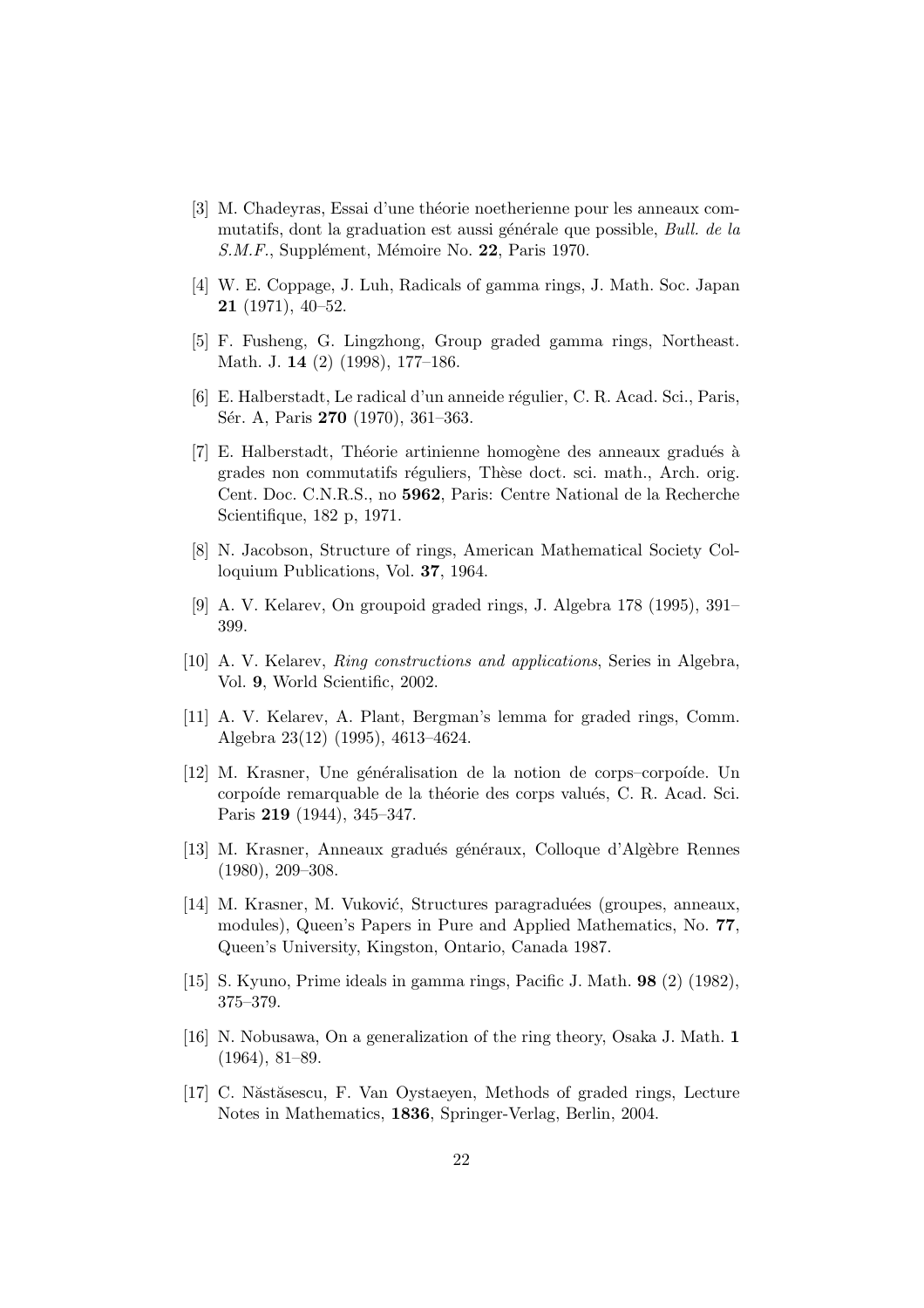[3] M. Chadeyras, Essai d'une théorie noetherienne pour les anneaux commutatifs, dont la graduation est aussi générale que possible, *Bull. de la S.M.F.*, Supplément, Mémoire No. **22**, Paris 1970.

[4] W. E. Coppage, J. Luh, Radicals of gamma rings, J. Math. Soc. Japan **21** (1971), 40–52.

[5] F. Fusheng, G. Lingzhong, Group graded gamma rings, Northeast. Math. J. **14** (2) (1998), 177–186.

[6] E. Halberstadt, Le radical d'un anneide régulier, C. R. Acad. Sci., Paris, Sér. A, Paris **270** (1970), 361–363.

[7] E. Halberstadt, Théorie artinienne homogène des anneaux gradués à grades non commutatifs réguliers, Thèse doct. sci. math., Arch. orig. Cent. Doc. C.N.R.S., no **5962**, Paris: Centre National de la Recherche Scientifique, 182 p, 1971.

[8] N. Jacobson, Structure of rings, American Mathematical Society Colloquium Publications, Vol. **37**, 1964.

[9] A. V. Kelarev, On groupoid graded rings, J. Algebra 178 (1995), 391–399.

[10] A. V. Kelarev, *Ring constructions and applications*, Series in Algebra, Vol. **9**, World Scientific, 2002.

[11] A. V. Kelarev, A. Plant, Bergman's lemma for graded rings, Comm. Algebra 23(12) (1995), 4613–4624.

[12] M. Krasner, Une généralisation de la notion de corps–corpoíde. Un corpoíde remarquable de la théorie des corps valués, C. R. Acad. Sci. Paris **219** (1944), 345–347.

[13] M. Krasner, Anneaux gradués généraux, Colloque d'Algèbre Rennes (1980), 209–308.

[14] M. Krasner, M. Vuković, Structures paragraduées (groupes, anneaux, modules), Queen's Papers in Pure and Applied Mathematics, No. **77**, Queen's University, Kingston, Ontario, Canada 1987.

[15] S. Kyuno, Prime ideals in gamma rings, Pacific J. Math. **98** (2) (1982), 375–379.

[16] N. Nobusawa, On a generalization of the ring theory, Osaka J. Math. **1** (1964), 81–89.

[17] C. Năstăsescu, F. Van Oystaeyen, Methods of graded rings, Lecture Notes in Mathematics, **1836**, Springer-Verlag, Berlin, 2004.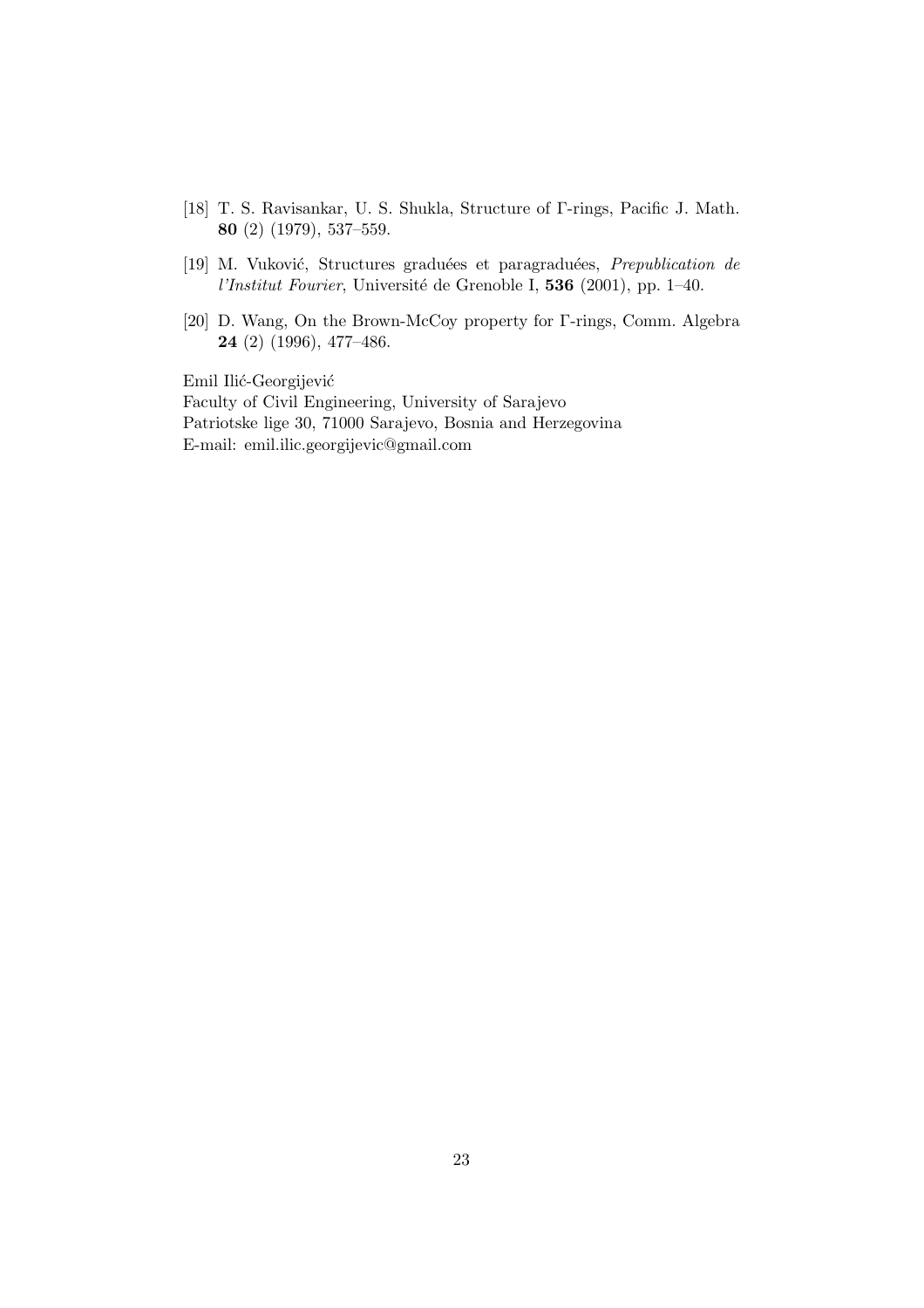[18] T. S. Ravisankar, U. S. Shukla, Structure of Γ-rings, Pacific J. Math. **80** (2) (1979), 537–559.

[19] M. Vuković, Structures graduées et paragraduées, *Prepublication de l'Institut Fourier*, Université de Grenoble I, **536** (2001), pp. 1–40.

[20] D. Wang, On the Brown-McCoy property for Γ-rings, Comm. Algebra **24** (2) (1996), 477–486.

Emil Ilić-Georgijević
Faculty of Civil Engineering, University of Sarajevo
Patriotske lige 30, 71000 Sarajevo, Bosnia and Herzegovina
E-mail: emil.ilic.georgijevic@gmail.com